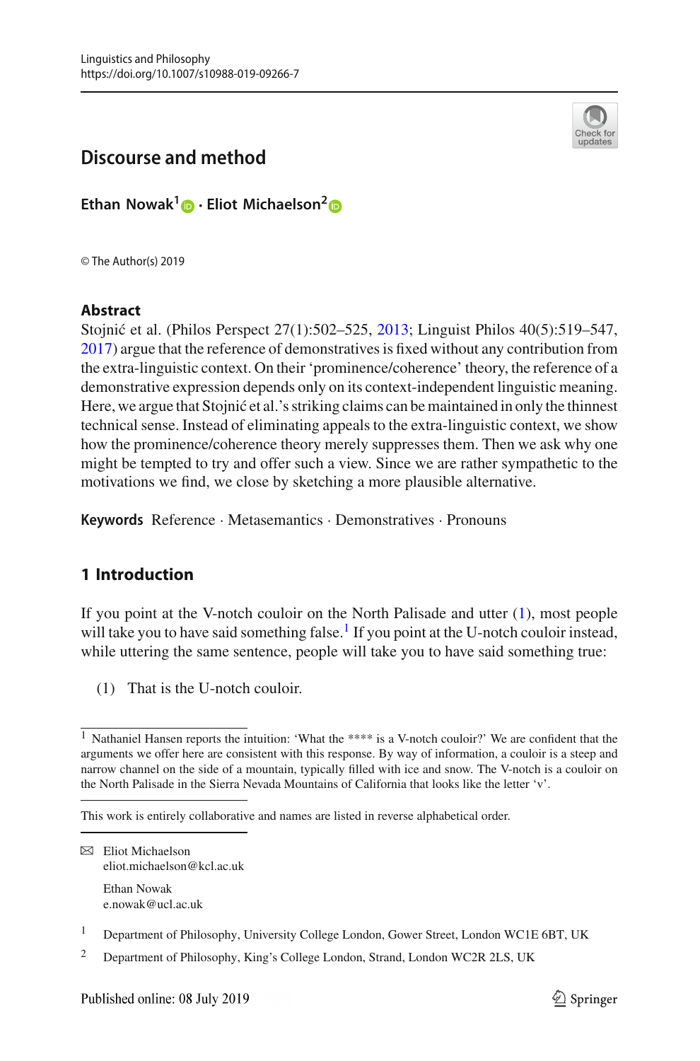# Discourse and method

**Ethan Nowak**[1] **· Eliot Michaelson**[2]

© The Author(s) 2019

## Abstract

Stojnić et al. (Philos Perspect 27(1):502–525, 2013; Linguist Philos 40(5):519–547, 2017) argue that the reference of demonstratives is fixed without any contribution from the extra-linguistic context. On their 'prominence/coherence' theory, the reference of a demonstrative expression depends only on its context-independent linguistic meaning. Here, we argue that Stojnić et al.'s striking claims can be maintained in only the thinnest technical sense. Instead of eliminating appeals to the extra-linguistic context, we show how the prominence/coherence theory merely suppresses them. Then we ask why one might be tempted to try and offer such a view. Since we are rather sympathetic to the motivations we find, we close by sketching a more plausible alternative.

**Keywords** Reference · Metasemantics · Demonstratives · Pronouns

## 1 Introduction

If you point at the V-notch couloir on the North Palisade and utter (1), most people will take you to have said something false.[1] If you point at the U-notch couloir instead, while uttering the same sentence, people will take you to have said something true:

(1) That is the U-notch couloir.

---

[1] Nathaniel Hansen reports the intuition: 'What the **** is a V-notch couloir?' We are confident that the arguments we offer here are consistent with this response. By way of information, a couloir is a steep and narrow channel on the side of a mountain, typically filled with ice and snow. The V-notch is a couloir on the North Palisade in the Sierra Nevada Mountains of California that looks like the letter 'v'.

This work is entirely collaborative and names are listed in reverse alphabetical order.

✉ Eliot Michaelson
eliot.michaelson@kcl.ac.uk

Ethan Nowak
e.nowak@ucl.ac.uk

1 Department of Philosophy, University College London, Gower Street, London WC1E 6BT, UK

2 Department of Philosophy, King's College London, Strand, London WC2R 2LS, UK

Published online: 08 July 2019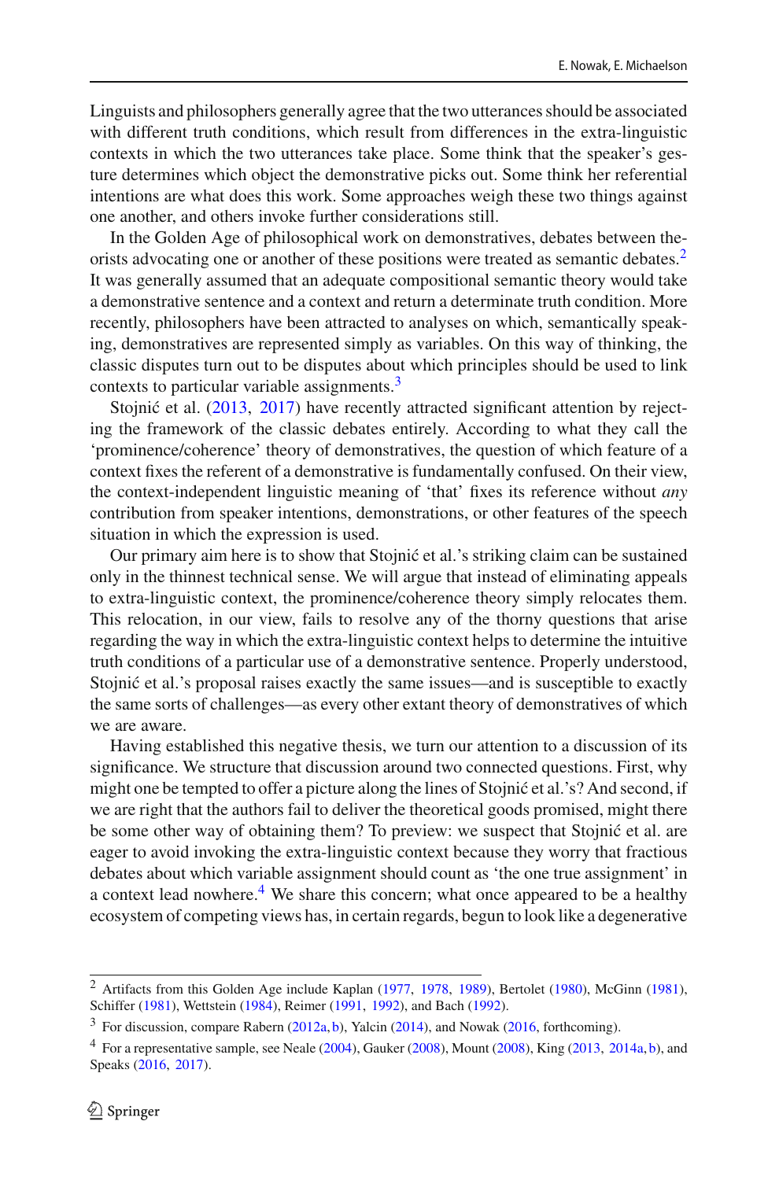Linguists and philosophers generally agree that the two utterances should be associated with different truth conditions, which result from differences in the extra-linguistic contexts in which the two utterances take place. Some think that the speaker's gesture determines which object the demonstrative picks out. Some think her referential intentions are what does this work. Some approaches weigh these two things against one another, and others invoke further considerations still.

In the Golden Age of philosophical work on demonstratives, debates between theorists advocating one or another of these positions were treated as semantic debates.[2] It was generally assumed that an adequate compositional semantic theory would take a demonstrative sentence and a context and return a determinate truth condition. More recently, philosophers have been attracted to analyses on which, semantically speaking, demonstratives are represented simply as variables. On this way of thinking, the classic disputes turn out to be disputes about which principles should be used to link contexts to particular variable assignments.[3]

Stojnić et al. (2013, 2017) have recently attracted significant attention by rejecting the framework of the classic debates entirely. According to what they call the 'prominence/coherence' theory of demonstratives, the question of which feature of a context fixes the referent of a demonstrative is fundamentally confused. On their view, the context-independent linguistic meaning of 'that' fixes its reference without *any* contribution from speaker intentions, demonstrations, or other features of the speech situation in which the expression is used.

Our primary aim here is to show that Stojnić et al.'s striking claim can be sustained only in the thinnest technical sense. We will argue that instead of eliminating appeals to extra-linguistic context, the prominence/coherence theory simply relocates them. This relocation, in our view, fails to resolve any of the thorny questions that arise regarding the way in which the extra-linguistic context helps to determine the intuitive truth conditions of a particular use of a demonstrative sentence. Properly understood, Stojnić et al.'s proposal raises exactly the same issues—and is susceptible to exactly the same sorts of challenges—as every other extant theory of demonstratives of which we are aware.

Having established this negative thesis, we turn our attention to a discussion of its significance. We structure that discussion around two connected questions. First, why might one be tempted to offer a picture along the lines of Stojnić et al.'s? And second, if we are right that the authors fail to deliver the theoretical goods promised, might there be some other way of obtaining them? To preview: we suspect that Stojnić et al. are eager to avoid invoking the extra-linguistic context because they worry that fractious debates about which variable assignment should count as 'the one true assignment' in a context lead nowhere.[4] We share this concern; what once appeared to be a healthy ecosystem of competing views has, in certain regards, begun to look like a degenerative

---

[2] Artifacts from this Golden Age include Kaplan (1977, 1978, 1989), Bertolet (1980), McGinn (1981), Schiffer (1981), Wettstein (1984), Reimer (1991, 1992), and Bach (1992).

[3] For discussion, compare Rabern (2012a, b), Yalcin (2014), and Nowak (2016, forthcoming).

[4] For a representative sample, see Neale (2004), Gauker (2008), Mount (2008), King (2013, 2014a, b), and Speaks (2016, 2017).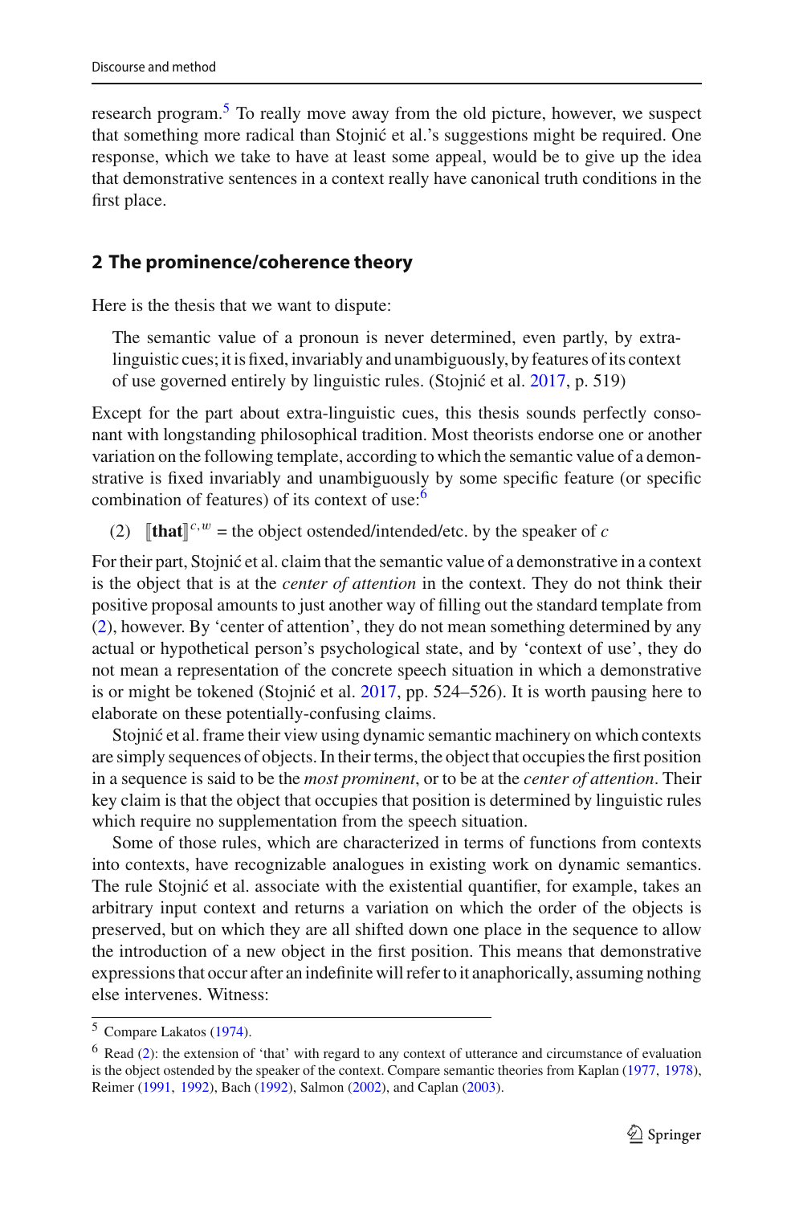research program.[5] To really move away from the old picture, however, we suspect that something more radical than Stojnić et al.'s suggestions might be required. One response, which we take to have at least some appeal, would be to give up the idea that demonstrative sentences in a context really have canonical truth conditions in the first place.

## 2 The prominence/coherence theory

Here is the thesis that we want to dispute:

> The semantic value of a pronoun is never determined, even partly, by extra-linguistic cues; it is fixed, invariably and unambiguously, by features of its context of use governed entirely by linguistic rules. (Stojnić et al. 2017, p. 519)

Except for the part about extra-linguistic cues, this thesis sounds perfectly consonant with longstanding philosophical tradition. Most theorists endorse one or another variation on the following template, according to which the semantic value of a demonstrative is fixed invariably and unambiguously by some specific feature (or specific combination of features) of its context of use:[6]

(2) $[\![\textbf{that}]\!]^{c,w}$ = the object ostended/intended/etc. by the speaker of $c$

For their part, Stojnić et al. claim that the semantic value of a demonstrative in a context is the object that is at the *center of attention* in the context. They do not think their positive proposal amounts to just another way of filling out the standard template from (2), however. By 'center of attention', they do not mean something determined by any actual or hypothetical person's psychological state, and by 'context of use', they do not mean a representation of the concrete speech situation in which a demonstrative is or might be tokened (Stojnić et al. 2017, pp. 524–526). It is worth pausing here to elaborate on these potentially-confusing claims.

Stojnić et al. frame their view using dynamic semantic machinery on which contexts are simply sequences of objects. In their terms, the object that occupies the first position in a sequence is said to be the *most prominent*, or to be at the *center of attention*. Their key claim is that the object that occupies that position is determined by linguistic rules which require no supplementation from the speech situation.

Some of those rules, which are characterized in terms of functions from contexts into contexts, have recognizable analogues in existing work on dynamic semantics. The rule Stojnić et al. associate with the existential quantifier, for example, takes an arbitrary input context and returns a variation on which the order of the objects is preserved, but on which they are all shifted down one place in the sequence to allow the introduction of a new object in the first position. This means that demonstrative expressions that occur after an indefinite will refer to it anaphorically, assuming nothing else intervenes. Witness:

---

[5] Compare Lakatos (1974).

[6] Read (2): the extension of 'that' with regard to any context of utterance and circumstance of evaluation is the object ostended by the speaker of the context. Compare semantic theories from Kaplan (1977, 1978), Reimer (1991, 1992), Bach (1992), Salmon (2002), and Caplan (2003).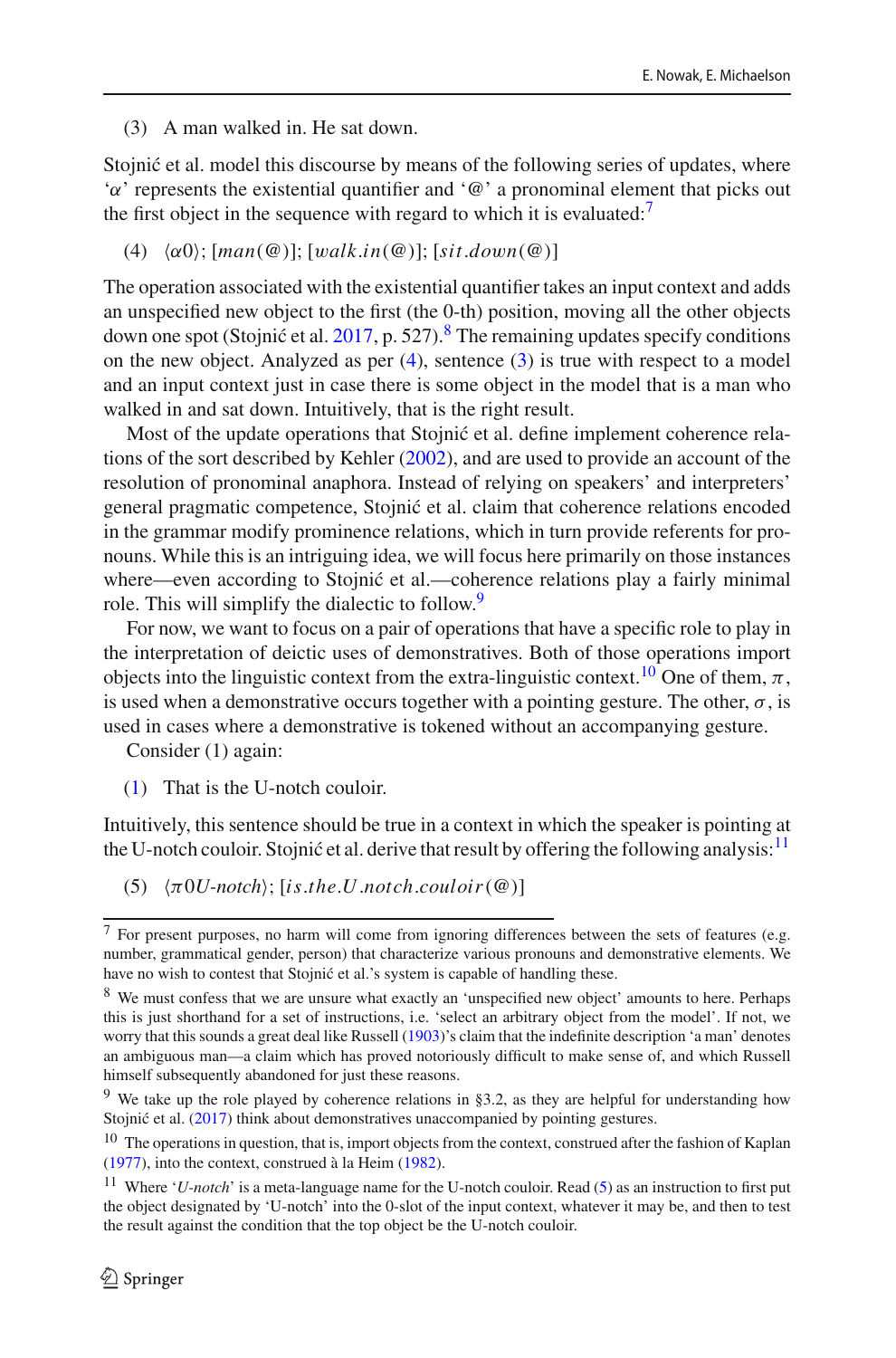(3) A man walked in. He sat down.

Stojnić et al. model this discourse by means of the following series of updates, where '$\alpha$' represents the existential quantifier and '@' a pronominal element that picks out the first object in the sequence with regard to which it is evaluated:[7]

(4) $\langle \alpha 0 \rangle$; $[man(@)]$; $[walk.in(@)]$; $[sit.down(@)]$

The operation associated with the existential quantifier takes an input context and adds an unspecified new object to the first (the 0-th) position, moving all the other objects down one spot (Stojnić et al. 2017, p. 527).[8] The remaining updates specify conditions on the new object. Analyzed as per (4), sentence (3) is true with respect to a model and an input context just in case there is some object in the model that is a man who walked in and sat down. Intuitively, that is the right result.

Most of the update operations that Stojnić et al. define implement coherence relations of the sort described by Kehler (2002), and are used to provide an account of the resolution of pronominal anaphora. Instead of relying on speakers' and interpreters' general pragmatic competence, Stojnić et al. claim that coherence relations encoded in the grammar modify prominence relations, which in turn provide referents for pronouns. While this is an intriguing idea, we will focus here primarily on those instances where—even according to Stojnić et al.—coherence relations play a fairly minimal role. This will simplify the dialectic to follow.[9]

For now, we want to focus on a pair of operations that have a specific role to play in the interpretation of deictic uses of demonstratives. Both of those operations import objects into the linguistic context from the extra-linguistic context.[10] One of them, $\pi$, is used when a demonstrative occurs together with a pointing gesture. The other, $\sigma$, is used in cases where a demonstrative is tokened without an accompanying gesture.

Consider (1) again:

(1) That is the U-notch couloir.

Intuitively, this sentence should be true in a context in which the speaker is pointing at the U-notch couloir. Stojnić et al. derive that result by offering the following analysis:[11]

(5) $\langle \pi 0 U\text{-}notch \rangle$; $[is.the.U.notch.couloir(@)]$

---

[7] For present purposes, no harm will come from ignoring differences between the sets of features (e.g. number, grammatical gender, person) that characterize various pronouns and demonstrative elements. We have no wish to contest that Stojnić et al.'s system is capable of handling these.

[8] We must confess that we are unsure what exactly an 'unspecified new object' amounts to here. Perhaps this is just shorthand for a set of instructions, i.e. 'select an arbitrary object from the model'. If not, we worry that this sounds a great deal like Russell (1903)'s claim that the indefinite description 'a man' denotes an ambiguous man—a claim which has proved notoriously difficult to make sense of, and which Russell himself subsequently abandoned for just these reasons.

[9] We take up the role played by coherence relations in §3.2, as they are helpful for understanding how Stojnić et al. (2017) think about demonstratives unaccompanied by pointing gestures.

[10] The operations in question, that is, import objects from the context, construed after the fashion of Kaplan (1977), into the context, construed à la Heim (1982).

[11] Where '*U-notch*' is a meta-language name for the U-notch couloir. Read (5) as an instruction to first put the object designated by 'U-notch' into the 0-slot of the input context, whatever it may be, and then to test the result against the condition that the top object be the U-notch couloir.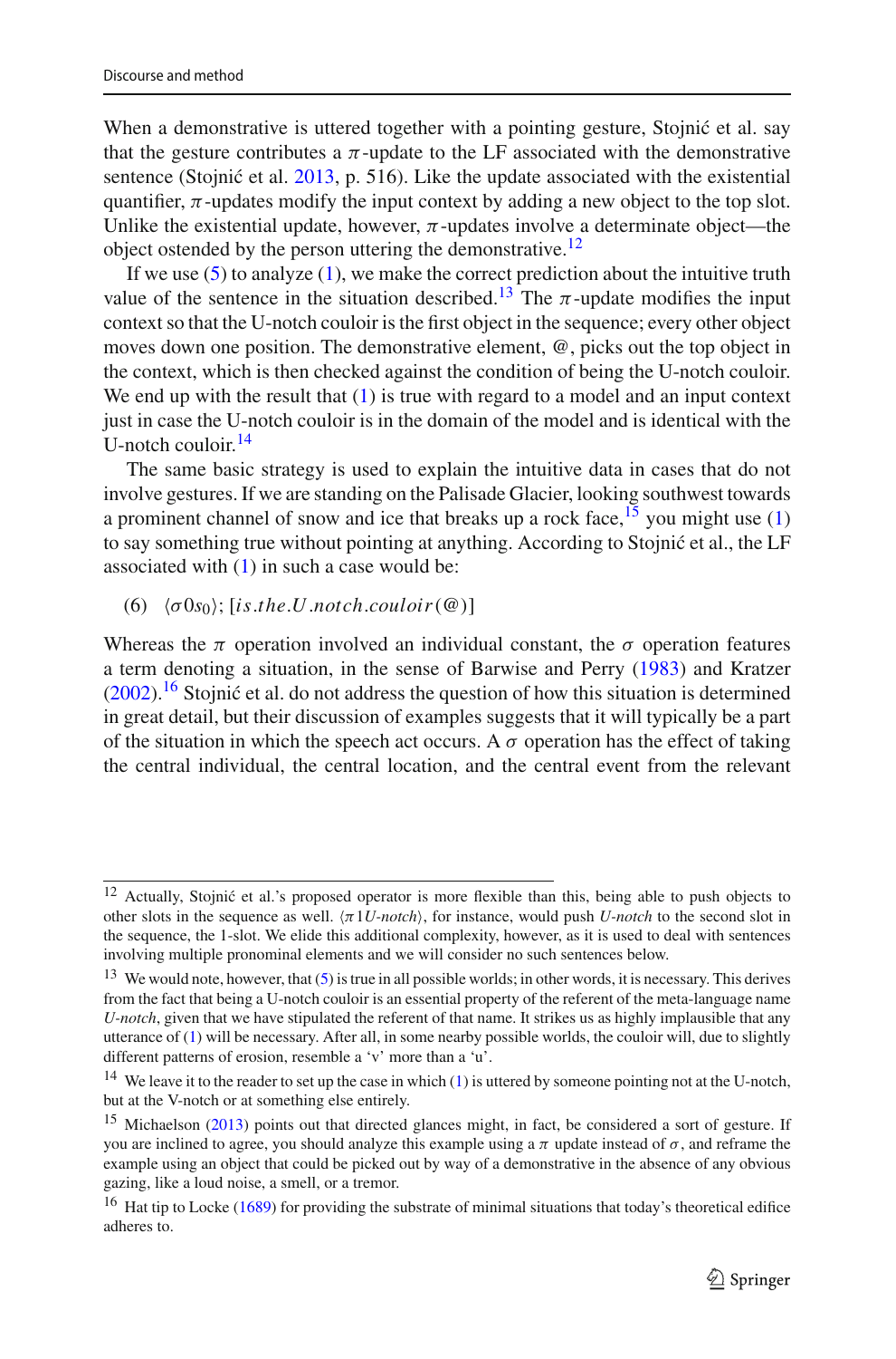When a demonstrative is uttered together with a pointing gesture, Stojnić et al. say that the gesture contributes a $\pi$-update to the LF associated with the demonstrative sentence (Stojnić et al. 2013, p. 516). Like the update associated with the existential quantifier, $\pi$-updates modify the input context by adding a new object to the top slot. Unlike the existential update, however, $\pi$-updates involve a determinate object—the object ostended by the person uttering the demonstrative.[12]

If we use (5) to analyze (1), we make the correct prediction about the intuitive truth value of the sentence in the situation described.[13] The $\pi$-update modifies the input context so that the U-notch couloir is the first object in the sequence; every other object moves down one position. The demonstrative element, @, picks out the top object in the context, which is then checked against the condition of being the U-notch couloir. We end up with the result that (1) is true with regard to a model and an input context just in case the U-notch couloir is in the domain of the model and is identical with the U-notch couloir.[14]

The same basic strategy is used to explain the intuitive data in cases that do not involve gestures. If we are standing on the Palisade Glacier, looking southwest towards a prominent channel of snow and ice that breaks up a rock face,[15] you might use (1) to say something true without pointing at anything. According to Stojnić et al., the LF associated with (1) in such a case would be:

(6) $\langle \sigma 0 s_0 \rangle; [is.the.U.notch.couloir(@)]$

Whereas the $\pi$ operation involved an individual constant, the $\sigma$ operation features a term denoting a situation, in the sense of Barwise and Perry (1983) and Kratzer (2002).[16] Stojnić et al. do not address the question of how this situation is determined in great detail, but their discussion of examples suggests that it will typically be a part of the situation in which the speech act occurs. A $\sigma$ operation has the effect of taking the central individual, the central location, and the central event from the relevant

---

[12] Actually, Stojnić et al.'s proposed operator is more flexible than this, being able to push objects to other slots in the sequence as well. $\langle \pi 1 \textit{U-notch} \rangle$, for instance, would push *U-notch* to the second slot in the sequence, the 1-slot. We elide this additional complexity, however, as it is used to deal with sentences involving multiple pronominal elements and we will consider no such sentences below.

[13] We would note, however, that (5) is true in all possible worlds; in other words, it is necessary. This derives from the fact that being a U-notch couloir is an essential property of the referent of the meta-language name *U-notch*, given that we have stipulated the referent of that name. It strikes us as highly implausible that any utterance of (1) will be necessary. After all, in some nearby possible worlds, the couloir will, due to slightly different patterns of erosion, resemble a 'v' more than a 'u'.

[14] We leave it to the reader to set up the case in which (1) is uttered by someone pointing not at the U-notch, but at the V-notch or at something else entirely.

[15] Michaelson (2013) points out that directed glances might, in fact, be considered a sort of gesture. If you are inclined to agree, you should analyze this example using a $\pi$ update instead of $\sigma$, and reframe the example using an object that could be picked out by way of a demonstrative in the absence of any obvious gazing, like a loud noise, a smell, or a tremor.

[16] Hat tip to Locke (1689) for providing the substrate of minimal situations that today's theoretical edifice adheres to.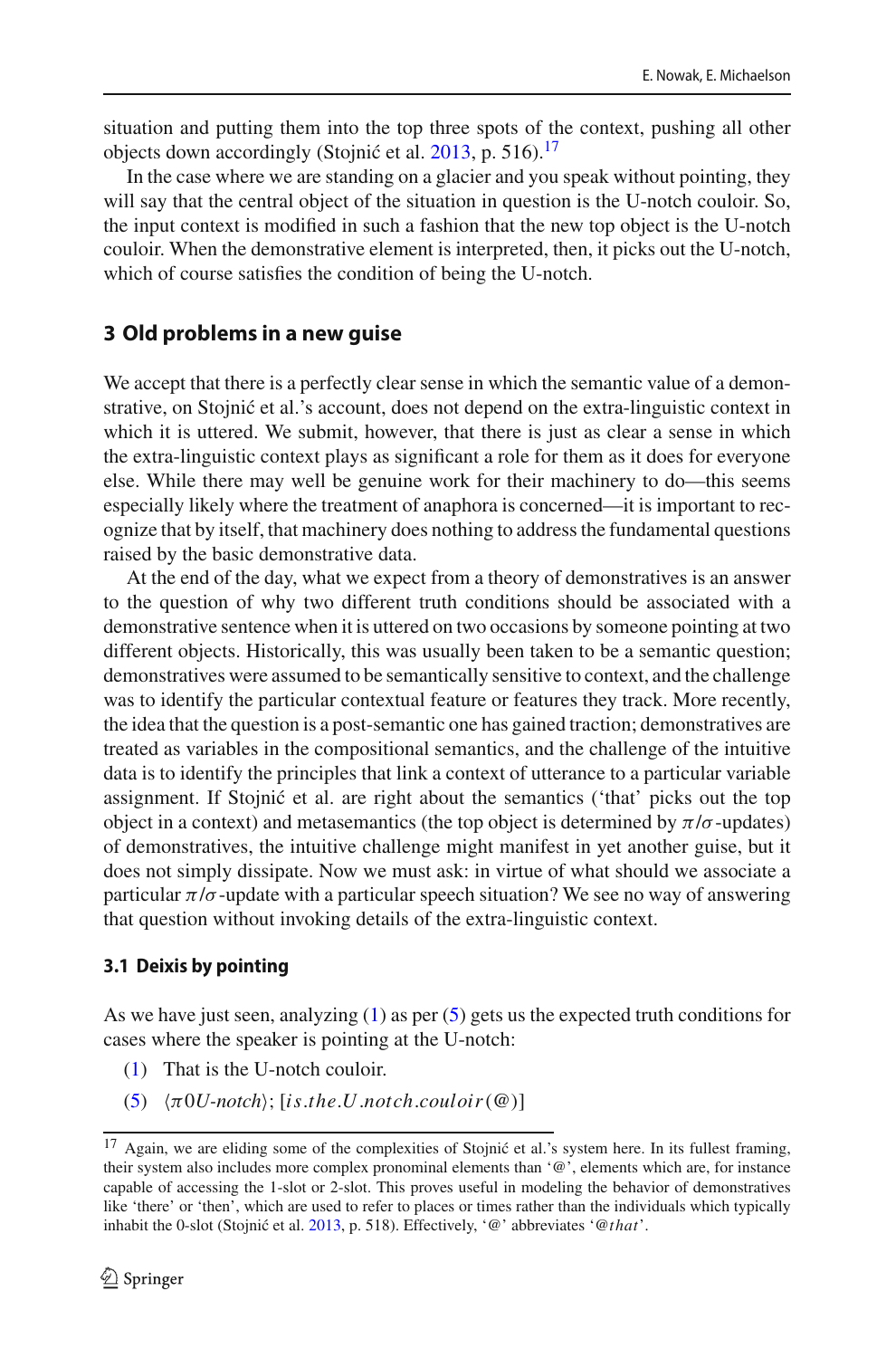situation and putting them into the top three spots of the context, pushing all other objects down accordingly (Stojnić et al. 2013, p. 516).[17]

In the case where we are standing on a glacier and you speak without pointing, they will say that the central object of the situation in question is the U-notch couloir. So, the input context is modified in such a fashion that the new top object is the U-notch couloir. When the demonstrative element is interpreted, then, it picks out the U-notch, which of course satisfies the condition of being the U-notch.

## 3 Old problems in a new guise

We accept that there is a perfectly clear sense in which the semantic value of a demonstrative, on Stojnić et al.'s account, does not depend on the extra-linguistic context in which it is uttered. We submit, however, that there is just as clear a sense in which the extra-linguistic context plays as significant a role for them as it does for everyone else. While there may well be genuine work for their machinery to do—this seems especially likely where the treatment of anaphora is concerned—it is important to recognize that by itself, that machinery does nothing to address the fundamental questions raised by the basic demonstrative data.

At the end of the day, what we expect from a theory of demonstratives is an answer to the question of why two different truth conditions should be associated with a demonstrative sentence when it is uttered on two occasions by someone pointing at two different objects. Historically, this was usually been taken to be a semantic question; demonstratives were assumed to be semantically sensitive to context, and the challenge was to identify the particular contextual feature or features they track. More recently, the idea that the question is a post-semantic one has gained traction; demonstratives are treated as variables in the compositional semantics, and the challenge of the intuitive data is to identify the principles that link a context of utterance to a particular variable assignment. If Stojnić et al. are right about the semantics ('that' picks out the top object in a context) and metasemantics (the top object is determined by $\pi/\sigma$-updates) of demonstratives, the intuitive challenge might manifest in yet another guise, but it does not simply dissipate. Now we must ask: in virtue of what should we associate a particular $\pi/\sigma$-update with a particular speech situation? We see no way of answering that question without invoking details of the extra-linguistic context.

### 3.1 Deixis by pointing

As we have just seen, analyzing (1) as per (5) gets us the expected truth conditions for cases where the speaker is pointing at the U-notch:

(1) That is the U-notch couloir.

(5) $\langle \pi 0 \mathit{U\text{-}notch} \rangle; [\mathit{is.the.U.notch.couloir}(@)]$

[17] Again, we are eliding some of the complexities of Stojnić et al.'s system here. In its fullest framing, their system also includes more complex pronominal elements than '@', elements which are, for instance capable of accessing the 1-slot or 2-slot. This proves useful in modeling the behavior of demonstratives like 'there' or 'then', which are used to refer to places or times rather than the individuals which typically inhabit the 0-slot (Stojnić et al. 2013, p. 518). Effectively, '@' abbreviates '@*that*'.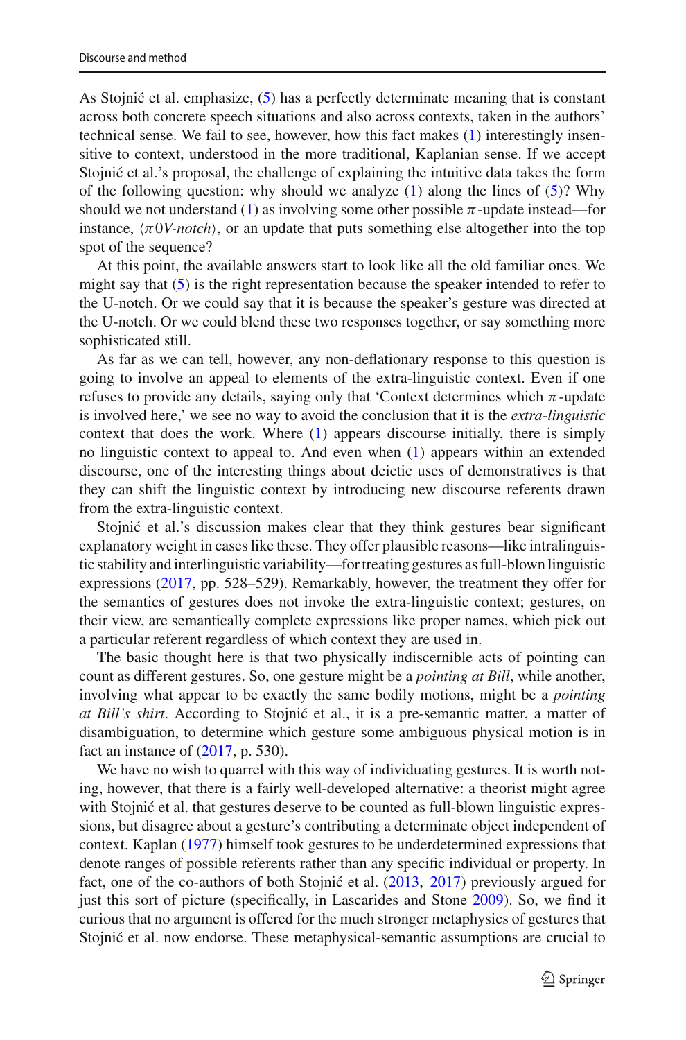As Stojnić et al. emphasize, (5) has a perfectly determinate meaning that is constant across both concrete speech situations and also across contexts, taken in the authors' technical sense. We fail to see, however, how this fact makes (1) interestingly insensitive to context, understood in the more traditional, Kaplanian sense. If we accept Stojnić et al.'s proposal, the challenge of explaining the intuitive data takes the form of the following question: why should we analyze (1) along the lines of (5)? Why should we not understand (1) as involving some other possible $\pi$-update instead—for instance, $\langle \pi 0 V\text{-}notch \rangle$, or an update that puts something else altogether into the top spot of the sequence?

At this point, the available answers start to look like all the old familiar ones. We might say that (5) is the right representation because the speaker intended to refer to the U-notch. Or we could say that it is because the speaker's gesture was directed at the U-notch. Or we could blend these two responses together, or say something more sophisticated still.

As far as we can tell, however, any non-deflationary response to this question is going to involve an appeal to elements of the extra-linguistic context. Even if one refuses to provide any details, saying only that 'Context determines which $\pi$-update is involved here,' we see no way to avoid the conclusion that it is the *extra-linguistic* context that does the work. Where (1) appears discourse initially, there is simply no linguistic context to appeal to. And even when (1) appears within an extended discourse, one of the interesting things about deictic uses of demonstratives is that they can shift the linguistic context by introducing new discourse referents drawn from the extra-linguistic context.

Stojnić et al.'s discussion makes clear that they think gestures bear significant explanatory weight in cases like these. They offer plausible reasons—like intralinguistic stability and interlinguistic variability—for treating gestures as full-blown linguistic expressions (2017, pp. 528–529). Remarkably, however, the treatment they offer for the semantics of gestures does not invoke the extra-linguistic context; gestures, on their view, are semantically complete expressions like proper names, which pick out a particular referent regardless of which context they are used in.

The basic thought here is that two physically indiscernible acts of pointing can count as different gestures. So, one gesture might be a *pointing at Bill*, while another, involving what appear to be exactly the same bodily motions, might be a *pointing at Bill's shirt*. According to Stojnić et al., it is a pre-semantic matter, a matter of disambiguation, to determine which gesture some ambiguous physical motion is in fact an instance of (2017, p. 530).

We have no wish to quarrel with this way of individuating gestures. It is worth noting, however, that there is a fairly well-developed alternative: a theorist might agree with Stojnić et al. that gestures deserve to be counted as full-blown linguistic expressions, but disagree about a gesture's contributing a determinate object independent of context. Kaplan (1977) himself took gestures to be underdetermined expressions that denote ranges of possible referents rather than any specific individual or property. In fact, one of the co-authors of both Stojnić et al. (2013, 2017) previously argued for just this sort of picture (specifically, in Lascarides and Stone 2009). So, we find it curious that no argument is offered for the much stronger metaphysics of gestures that Stojnić et al. now endorse. These metaphysical-semantic assumptions are crucial to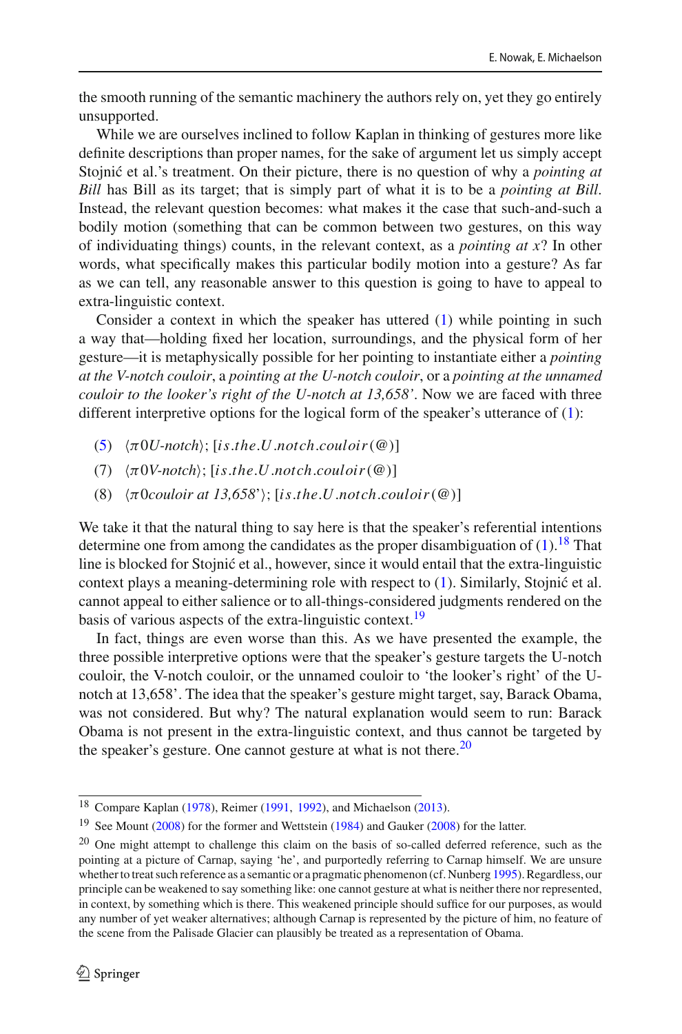the smooth running of the semantic machinery the authors rely on, yet they go entirely unsupported.

While we are ourselves inclined to follow Kaplan in thinking of gestures more like definite descriptions than proper names, for the sake of argument let us simply accept Stojnić et al.'s treatment. On their picture, there is no question of why a *pointing at Bill* has Bill as its target; that is simply part of what it is to be a *pointing at Bill*. Instead, the relevant question becomes: what makes it the case that such-and-such a bodily motion (something that can be common between two gestures, on this way of individuating things) counts, in the relevant context, as a *pointing at x*? In other words, what specifically makes this particular bodily motion into a gesture? As far as we can tell, any reasonable answer to this question is going to have to appeal to extra-linguistic context.

Consider a context in which the speaker has uttered (1) while pointing in such a way that—holding fixed her location, surroundings, and the physical form of her gesture—it is metaphysically possible for her pointing to instantiate either a *pointing at the V-notch couloir*, a *pointing at the U-notch couloir*, or a *pointing at the unnamed couloir to the looker's right of the U-notch at 13,658'*. Now we are faced with three different interpretive options for the logical form of the speaker's utterance of (1):

(5) $\langle \pi 0$*U-notch*$\rangle$; $[is.the.U.notch.couloir(@)]$

(7) $\langle \pi 0$*V-notch*$\rangle$; $[is.the.U.notch.couloir(@)]$

(8) $\langle \pi 0$*couloir at 13,658'*$\rangle$; $[is.the.U.notch.couloir(@)]$

We take it that the natural thing to say here is that the speaker's referential intentions determine one from among the candidates as the proper disambiguation of (1).[18] That line is blocked for Stojnić et al., however, since it would entail that the extra-linguistic context plays a meaning-determining role with respect to (1). Similarly, Stojnić et al. cannot appeal to either salience or to all-things-considered judgments rendered on the basis of various aspects of the extra-linguistic context.[19]

In fact, things are even worse than this. As we have presented the example, the three possible interpretive options were that the speaker's gesture targets the U-notch couloir, the V-notch couloir, or the unnamed couloir to 'the looker's right' of the U-notch at 13,658'. The idea that the speaker's gesture might target, say, Barack Obama, was not considered. But why? The natural explanation would seem to run: Barack Obama is not present in the extra-linguistic context, and thus cannot be targeted by the speaker's gesture. One cannot gesture at what is not there.[20]

---

[18] Compare Kaplan (1978), Reimer (1991, 1992), and Michaelson (2013).

[19] See Mount (2008) for the former and Wettstein (1984) and Gauker (2008) for the latter.

[20] One might attempt to challenge this claim on the basis of so-called deferred reference, such as the pointing at a picture of Carnap, saying 'he', and purportedly referring to Carnap himself. We are unsure whether to treat such reference as a semantic or a pragmatic phenomenon (cf. Nunberg 1995). Regardless, our principle can be weakened to say something like: one cannot gesture at what is neither there nor represented, in context, by something which is there. This weakened principle should suffice for our purposes, as would any number of yet weaker alternatives; although Carnap is represented by the picture of him, no feature of the scene from the Palisade Glacier can plausibly be treated as a representation of Obama.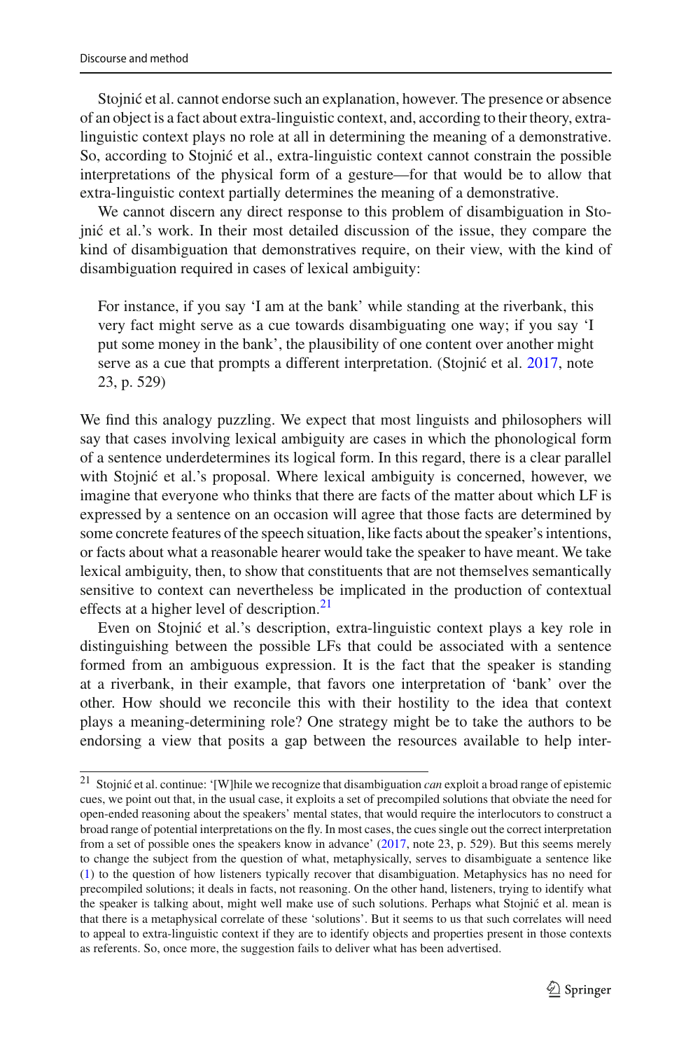Stojnić et al. cannot endorse such an explanation, however. The presence or absence of an object is a fact about extra-linguistic context, and, according to their theory, extra-linguistic context plays no role at all in determining the meaning of a demonstrative. So, according to Stojnić et al., extra-linguistic context cannot constrain the possible interpretations of the physical form of a gesture—for that would be to allow that extra-linguistic context partially determines the meaning of a demonstrative.

We cannot discern any direct response to this problem of disambiguation in Stojnić et al.'s work. In their most detailed discussion of the issue, they compare the kind of disambiguation that demonstratives require, on their view, with the kind of disambiguation required in cases of lexical ambiguity:

> For instance, if you say 'I am at the bank' while standing at the riverbank, this very fact might serve as a cue towards disambiguating one way; if you say 'I put some money in the bank', the plausibility of one content over another might serve as a cue that prompts a different interpretation. (Stojnić et al. 2017, note 23, p. 529)

We find this analogy puzzling. We expect that most linguists and philosophers will say that cases involving lexical ambiguity are cases in which the phonological form of a sentence underdetermines its logical form. In this regard, there is a clear parallel with Stojnić et al.'s proposal. Where lexical ambiguity is concerned, however, we imagine that everyone who thinks that there are facts of the matter about which LF is expressed by a sentence on an occasion will agree that those facts are determined by some concrete features of the speech situation, like facts about the speaker's intentions, or facts about what a reasonable hearer would take the speaker to have meant. We take lexical ambiguity, then, to show that constituents that are not themselves semantically sensitive to context can nevertheless be implicated in the production of contextual effects at a higher level of description.[21]

Even on Stojnić et al.'s description, extra-linguistic context plays a key role in distinguishing between the possible LFs that could be associated with a sentence formed from an ambiguous expression. It is the fact that the speaker is standing at a riverbank, in their example, that favors one interpretation of 'bank' over the other. How should we reconcile this with their hostility to the idea that context plays a meaning-determining role? One strategy might be to take the authors to be endorsing a view that posits a gap between the resources available to help inter-

---

[21] Stojnić et al. continue: '[W]hile we recognize that disambiguation *can* exploit a broad range of epistemic cues, we point out that, in the usual case, it exploits a set of precompiled solutions that obviate the need for open-ended reasoning about the speakers' mental states, that would require the interlocutors to construct a broad range of potential interpretations on the fly. In most cases, the cues single out the correct interpretation from a set of possible ones the speakers know in advance' (2017, note 23, p. 529). But this seems merely to change the subject from the question of what, metaphysically, serves to disambiguate a sentence like (1) to the question of how listeners typically recover that disambiguation. Metaphysics has no need for precompiled solutions; it deals in facts, not reasoning. On the other hand, listeners, trying to identify what the speaker is talking about, might well make use of such solutions. Perhaps what Stojnić et al. mean is that there is a metaphysical correlate of these 'solutions'. But it seems to us that such correlates will need to appeal to extra-linguistic context if they are to identify objects and properties present in those contexts as referents. So, once more, the suggestion fails to deliver what has been advertised.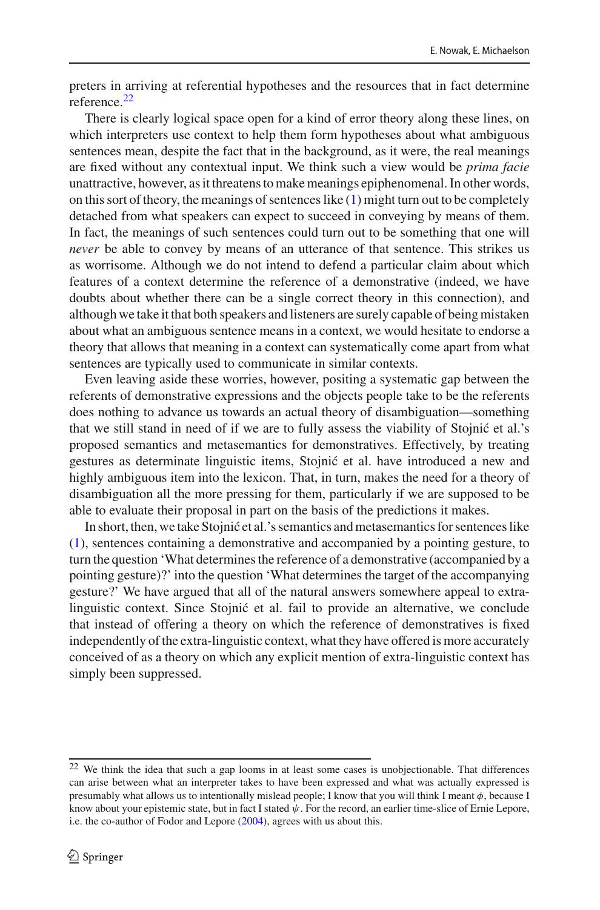preters in arriving at referential hypotheses and the resources that in fact determine reference.[22]

There is clearly logical space open for a kind of error theory along these lines, on which interpreters use context to help them form hypotheses about what ambiguous sentences mean, despite the fact that in the background, as it were, the real meanings are fixed without any contextual input. We think such a view would be *prima facie* unattractive, however, as it threatens to make meanings epiphenomenal. In other words, on this sort of theory, the meanings of sentences like (1) might turn out to be completely detached from what speakers can expect to succeed in conveying by means of them. In fact, the meanings of such sentences could turn out to be something that one will *never* be able to convey by means of an utterance of that sentence. This strikes us as worrisome. Although we do not intend to defend a particular claim about which features of a context determine the reference of a demonstrative (indeed, we have doubts about whether there can be a single correct theory in this connection), and although we take it that both speakers and listeners are surely capable of being mistaken about what an ambiguous sentence means in a context, we would hesitate to endorse a theory that allows that meaning in a context can systematically come apart from what sentences are typically used to communicate in similar contexts.

Even leaving aside these worries, however, positing a systematic gap between the referents of demonstrative expressions and the objects people take to be the referents does nothing to advance us towards an actual theory of disambiguation—something that we still stand in need of if we are to fully assess the viability of Stojnić et al.'s proposed semantics and metasemantics for demonstratives. Effectively, by treating gestures as determinate linguistic items, Stojnić et al. have introduced a new and highly ambiguous item into the lexicon. That, in turn, makes the need for a theory of disambiguation all the more pressing for them, particularly if we are supposed to be able to evaluate their proposal in part on the basis of the predictions it makes.

In short, then, we take Stojnić et al.'s semantics and metasemantics for sentences like (1), sentences containing a demonstrative and accompanied by a pointing gesture, to turn the question 'What determines the reference of a demonstrative (accompanied by a pointing gesture)?' into the question 'What determines the target of the accompanying gesture?' We have argued that all of the natural answers somewhere appeal to extra-linguistic context. Since Stojnić et al. fail to provide an alternative, we conclude that instead of offering a theory on which the reference of demonstratives is fixed independently of the extra-linguistic context, what they have offered is more accurately conceived of as a theory on which any explicit mention of extra-linguistic context has simply been suppressed.

---

[22] We think the idea that such a gap looms in at least some cases is unobjectionable. That differences can arise between what an interpreter takes to have been expressed and what was actually expressed is presumably what allows us to intentionally mislead people; I know that you will think I meant $\phi$, because I know about your epistemic state, but in fact I stated $\psi$. For the record, an earlier time-slice of Ernie Lepore, i.e. the co-author of Fodor and Lepore (2004), agrees with us about this.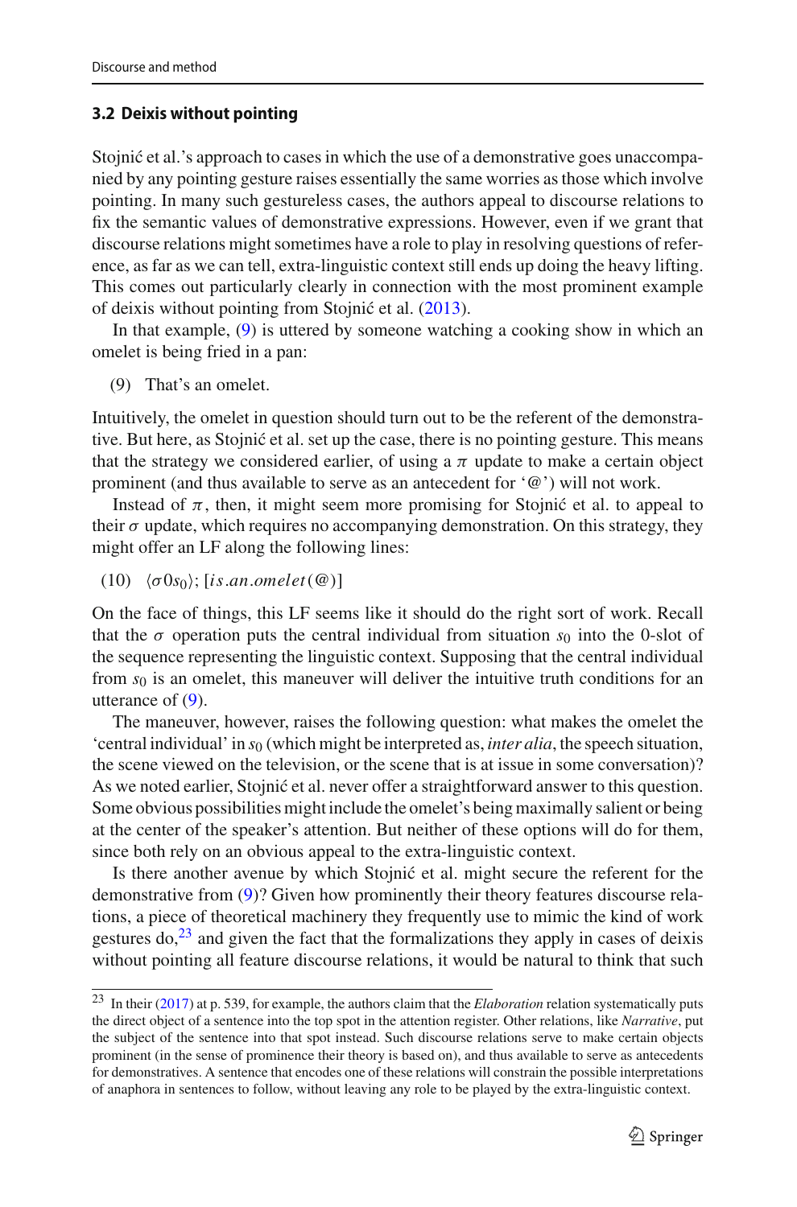### 3.2 Deixis without pointing

Stojnić et al.'s approach to cases in which the use of a demonstrative goes unaccompanied by any pointing gesture raises essentially the same worries as those which involve pointing. In many such gestureless cases, the authors appeal to discourse relations to fix the semantic values of demonstrative expressions. However, even if we grant that discourse relations might sometimes have a role to play in resolving questions of reference, as far as we can tell, extra-linguistic context still ends up doing the heavy lifting. This comes out particularly clearly in connection with the most prominent example of deixis without pointing from Stojnić et al. (2013).

In that example, (9) is uttered by someone watching a cooking show in which an omelet is being fried in a pan:

(9) That's an omelet.

Intuitively, the omelet in question should turn out to be the referent of the demonstrative. But here, as Stojnić et al. set up the case, there is no pointing gesture. This means that the strategy we considered earlier, of using a $\pi$ update to make a certain object prominent (and thus available to serve as an antecedent for '@') will not work.

Instead of $\pi$, then, it might seem more promising for Stojnić et al. to appeal to their $\sigma$ update, which requires no accompanying demonstration. On this strategy, they might offer an LF along the following lines:

(10) $\langle \sigma 0 s_0 \rangle$; $[is.an.omelet(@)]$

On the face of things, this LF seems like it should do the right sort of work. Recall that the $\sigma$ operation puts the central individual from situation $s_0$ into the 0-slot of the sequence representing the linguistic context. Supposing that the central individual from $s_0$ is an omelet, this maneuver will deliver the intuitive truth conditions for an utterance of (9).

The maneuver, however, raises the following question: what makes the omelet the 'central individual' in $s_0$ (which might be interpreted as, *inter alia*, the speech situation, the scene viewed on the television, or the scene that is at issue in some conversation)? As we noted earlier, Stojnić et al. never offer a straightforward answer to this question. Some obvious possibilities might include the omelet's being maximally salient or being at the center of the speaker's attention. But neither of these options will do for them, since both rely on an obvious appeal to the extra-linguistic context.

Is there another avenue by which Stojnić et al. might secure the referent for the demonstrative from (9)? Given how prominently their theory features discourse relations, a piece of theoretical machinery they frequently use to mimic the kind of work gestures do,[23] and given the fact that the formalizations they apply in cases of deixis without pointing all feature discourse relations, it would be natural to think that such

[23] In their (2017) at p. 539, for example, the authors claim that the *Elaboration* relation systematically puts the direct object of a sentence into the top spot in the attention register. Other relations, like *Narrative*, put the subject of the sentence into that spot instead. Such discourse relations serve to make certain objects prominent (in the sense of prominence their theory is based on), and thus available to serve as antecedents for demonstratives. A sentence that encodes one of these relations will constrain the possible interpretations of anaphora in sentences to follow, without leaving any role to be played by the extra-linguistic context.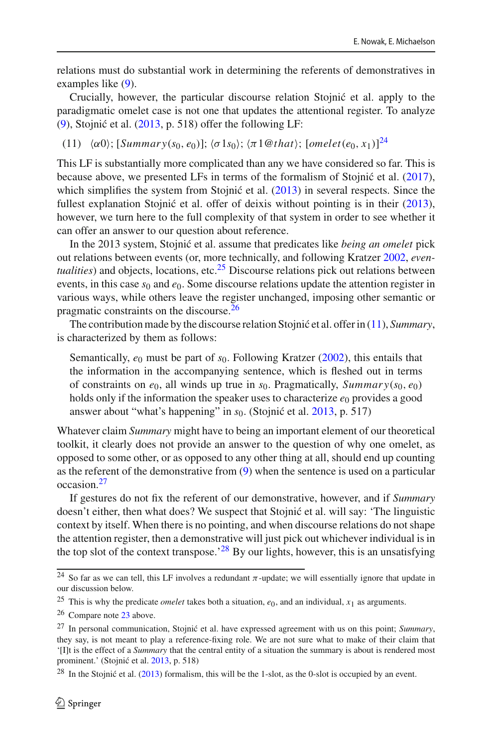relations must do substantial work in determining the referents of demonstratives in examples like (9).

Crucially, however, the particular discourse relation Stojnić et al. apply to the paradigmatic omelet case is not one that updates the attentional register. To analyze (9), Stojnić et al. (2013, p. 518) offer the following LF:

(11) $\langle \alpha 0 \rangle$; $[Summary(s_0, e_0)]$; $\langle \sigma 1 s_0 \rangle$; $\langle \pi 1 @ that \rangle$; $[omelet(e_0, x_1)]$[24]

This LF is substantially more complicated than any we have considered so far. This is because above, we presented LFs in terms of the formalism of Stojnić et al. (2017), which simplifies the system from Stojnić et al. (2013) in several respects. Since the fullest explanation Stojnić et al. offer of deixis without pointing is in their (2013), however, we turn here to the full complexity of that system in order to see whether it can offer an answer to our question about reference.

In the 2013 system, Stojnić et al. assume that predicates like *being an omelet* pick out relations between events (or, more technically, and following Kratzer 2002, *eventualities*) and objects, locations, etc.[25] Discourse relations pick out relations between events, in this case $s_0$ and $e_0$. Some discourse relations update the attention register in various ways, while others leave the register unchanged, imposing other semantic or pragmatic constraints on the discourse.[26]

The contribution made by the discourse relation Stojnić et al. offer in (11), *Summary*, is characterized by them as follows:

> Semantically, $e_0$ must be part of $s_0$. Following Kratzer (2002), this entails that the information in the accompanying sentence, which is fleshed out in terms of constraints on $e_0$, all winds up true in $s_0$. Pragmatically, $Summary(s_0, e_0)$ holds only if the information the speaker uses to characterize $e_0$ provides a good answer about "what's happening" in $s_0$. (Stojnić et al. 2013, p. 517)

Whatever claim *Summary* might have to being an important element of our theoretical toolkit, it clearly does not provide an answer to the question of why one omelet, as opposed to some other, or as opposed to any other thing at all, should end up counting as the referent of the demonstrative from (9) when the sentence is used on a particular occasion.[27]

If gestures do not fix the referent of our demonstrative, however, and if *Summary* doesn't either, then what does? We suspect that Stojnić et al. will say: 'The linguistic context by itself. When there is no pointing, and when discourse relations do not shape the attention register, then a demonstrative will just pick out whichever individual is in the top slot of the context transpose.'[28] By our lights, however, this is an unsatisfying

---

[24] So far as we can tell, this LF involves a redundant $\pi$-update; we will essentially ignore that update in our discussion below.

[25] This is why the predicate *omelet* takes both a situation, $e_0$, and an individual, $x_1$ as arguments.

[26] Compare note 23 above.

[27] In personal communication, Stojnić et al. have expressed agreement with us on this point; *Summary*, they say, is not meant to play a reference-fixing role. We are not sure what to make of their claim that '[I]t is the effect of a *Summary* that the central entity of a situation the summary is about is rendered most prominent.' (Stojnić et al. 2013, p. 518)

[28] In the Stojnić et al. (2013) formalism, this will be the 1-slot, as the 0-slot is occupied by an event.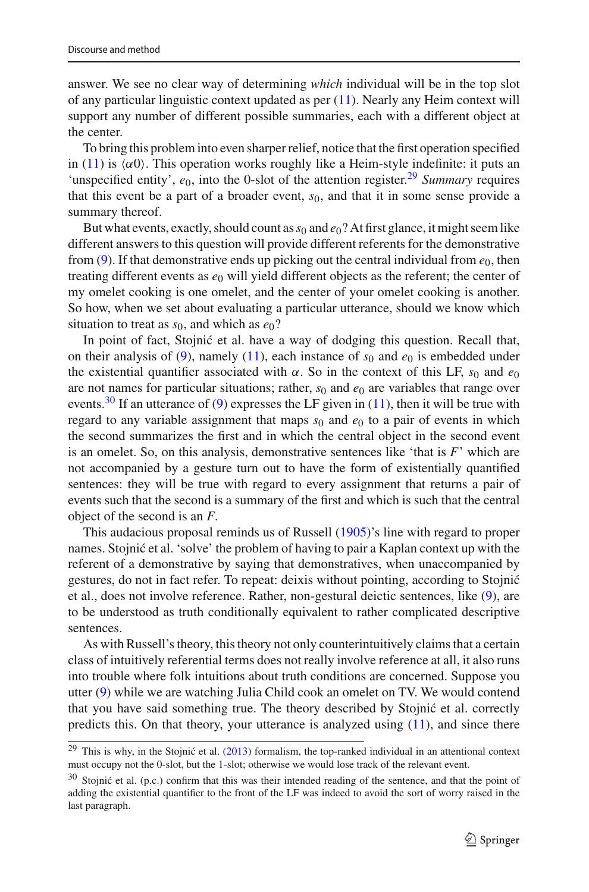answer. We see no clear way of determining *which* individual will be in the top slot of any particular linguistic context updated as per (11). Nearly any Heim context will support any number of different possible summaries, each with a different object at the center.

To bring this problem into even sharper relief, notice that the first operation specified in (11) is $\langle \alpha 0 \rangle$. This operation works roughly like a Heim-style indefinite: it puts an 'unspecified entity', $e_0$, into the 0-slot of the attention register.[29] *Summary* requires that this event be a part of a broader event, $s_0$, and that it in some sense provide a summary thereof.

But what events, exactly, should count as $s_0$ and $e_0$? At first glance, it might seem like different answers to this question will provide different referents for the demonstrative from (9). If that demonstrative ends up picking out the central individual from $e_0$, then treating different events as $e_0$ will yield different objects as the referent; the center of my omelet cooking is one omelet, and the center of your omelet cooking is another. So how, when we set about evaluating a particular utterance, should we know which situation to treat as $s_0$, and which as $e_0$?

In point of fact, Stojnić et al. have a way of dodging this question. Recall that, on their analysis of (9), namely (11), each instance of $s_0$ and $e_0$ is embedded under the existential quantifier associated with $\alpha$. So in the context of this LF, $s_0$ and $e_0$ are not names for particular situations; rather, $s_0$ and $e_0$ are variables that range over events.[30] If an utterance of (9) expresses the LF given in (11), then it will be true with regard to any variable assignment that maps $s_0$ and $e_0$ to a pair of events in which the second summarizes the first and in which the central object in the second event is an omelet. So, on this analysis, demonstrative sentences like 'that is *F*' which are not accompanied by a gesture turn out to have the form of existentially quantified sentences: they will be true with regard to every assignment that returns a pair of events such that the second is a summary of the first and which is such that the central object of the second is an *F*.

This audacious proposal reminds us of Russell (1905)'s line with regard to proper names. Stojnić et al. 'solve' the problem of having to pair a Kaplan context up with the referent of a demonstrative by saying that demonstratives, when unaccompanied by gestures, do not in fact refer. To repeat: deixis without pointing, according to Stojnić et al., does not involve reference. Rather, non-gestural deictic sentences, like (9), are to be understood as truth conditionally equivalent to rather complicated descriptive sentences.

As with Russell's theory, this theory not only counterintuitively claims that a certain class of intuitively referential terms does not really involve reference at all, it also runs into trouble where folk intuitions about truth conditions are concerned. Suppose you utter (9) while we are watching Julia Child cook an omelet on TV. We would contend that you have said something true. The theory described by Stojnić et al. correctly predicts this. On that theory, your utterance is analyzed using (11), and since there

[29] This is why, in the Stojnić et al. (2013) formalism, the top-ranked individual in an attentional context must occupy not the 0-slot, but the 1-slot; otherwise we would lose track of the relevant event.

[30] Stojnić et al. (p.c.) confirm that this was their intended reading of the sentence, and that the point of adding the existential quantifier to the front of the LF was indeed to avoid the sort of worry raised in the last paragraph.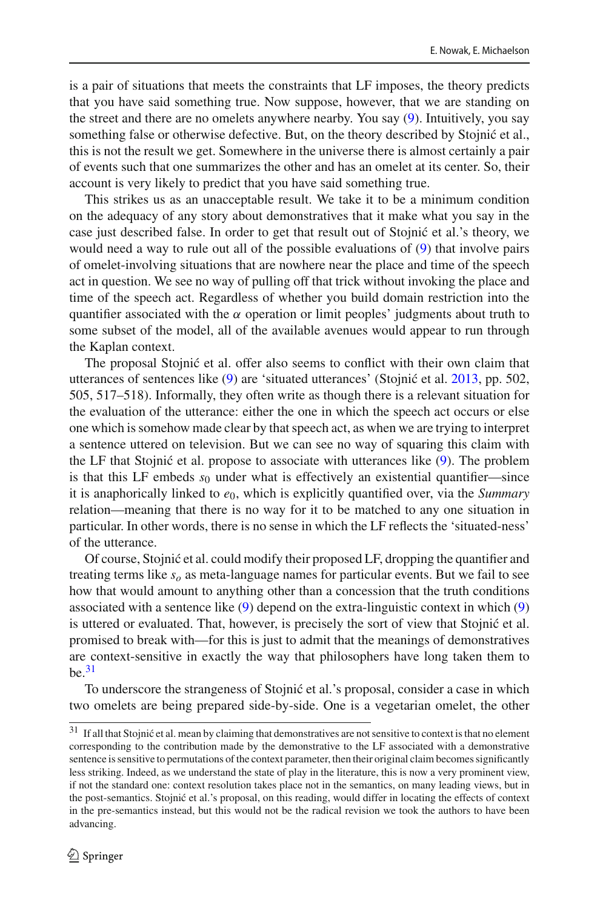is a pair of situations that meets the constraints that LF imposes, the theory predicts that you have said something true. Now suppose, however, that we are standing on the street and there are no omelets anywhere nearby. You say (9). Intuitively, you say something false or otherwise defective. But, on the theory described by Stojnić et al., this is not the result we get. Somewhere in the universe there is almost certainly a pair of events such that one summarizes the other and has an omelet at its center. So, their account is very likely to predict that you have said something true.

This strikes us as an unacceptable result. We take it to be a minimum condition on the adequacy of any story about demonstratives that it make what you say in the case just described false. In order to get that result out of Stojnić et al.'s theory, we would need a way to rule out all of the possible evaluations of (9) that involve pairs of omelet-involving situations that are nowhere near the place and time of the speech act in question. We see no way of pulling off that trick without invoking the place and time of the speech act. Regardless of whether you build domain restriction into the quantifier associated with the $\alpha$ operation or limit peoples' judgments about truth to some subset of the model, all of the available avenues would appear to run through the Kaplan context.

The proposal Stojnić et al. offer also seems to conflict with their own claim that utterances of sentences like (9) are 'situated utterances' (Stojnić et al. 2013, pp. 502, 505, 517–518). Informally, they often write as though there is a relevant situation for the evaluation of the utterance: either the one in which the speech act occurs or else one which is somehow made clear by that speech act, as when we are trying to interpret a sentence uttered on television. But we can see no way of squaring this claim with the LF that Stojnić et al. propose to associate with utterances like (9). The problem is that this LF embeds $s_0$ under what is effectively an existential quantifier—since it is anaphorically linked to $e_0$, which is explicitly quantified over, via the *Summary* relation—meaning that there is no way for it to be matched to any one situation in particular. In other words, there is no sense in which the LF reflects the 'situated-ness' of the utterance.

Of course, Stojnić et al. could modify their proposed LF, dropping the quantifier and treating terms like $s_o$ as meta-language names for particular events. But we fail to see how that would amount to anything other than a concession that the truth conditions associated with a sentence like (9) depend on the extra-linguistic context in which (9) is uttered or evaluated. That, however, is precisely the sort of view that Stojnić et al. promised to break with—for this is just to admit that the meanings of demonstratives are context-sensitive in exactly the way that philosophers have long taken them to be.[31]

To underscore the strangeness of Stojnić et al.'s proposal, consider a case in which two omelets are being prepared side-by-side. One is a vegetarian omelet, the other

[31] If all that Stojnić et al. mean by claiming that demonstratives are not sensitive to context is that no element corresponding to the contribution made by the demonstrative to the LF associated with a demonstrative sentence is sensitive to permutations of the context parameter, then their original claim becomes significantly less striking. Indeed, as we understand the state of play in the literature, this is now a very prominent view, if not the standard one: context resolution takes place not in the semantics, on many leading views, but in the post-semantics. Stojnić et al.'s proposal, on this reading, would differ in locating the effects of context in the pre-semantics instead, but this would not be the radical revision we took the authors to have been advancing.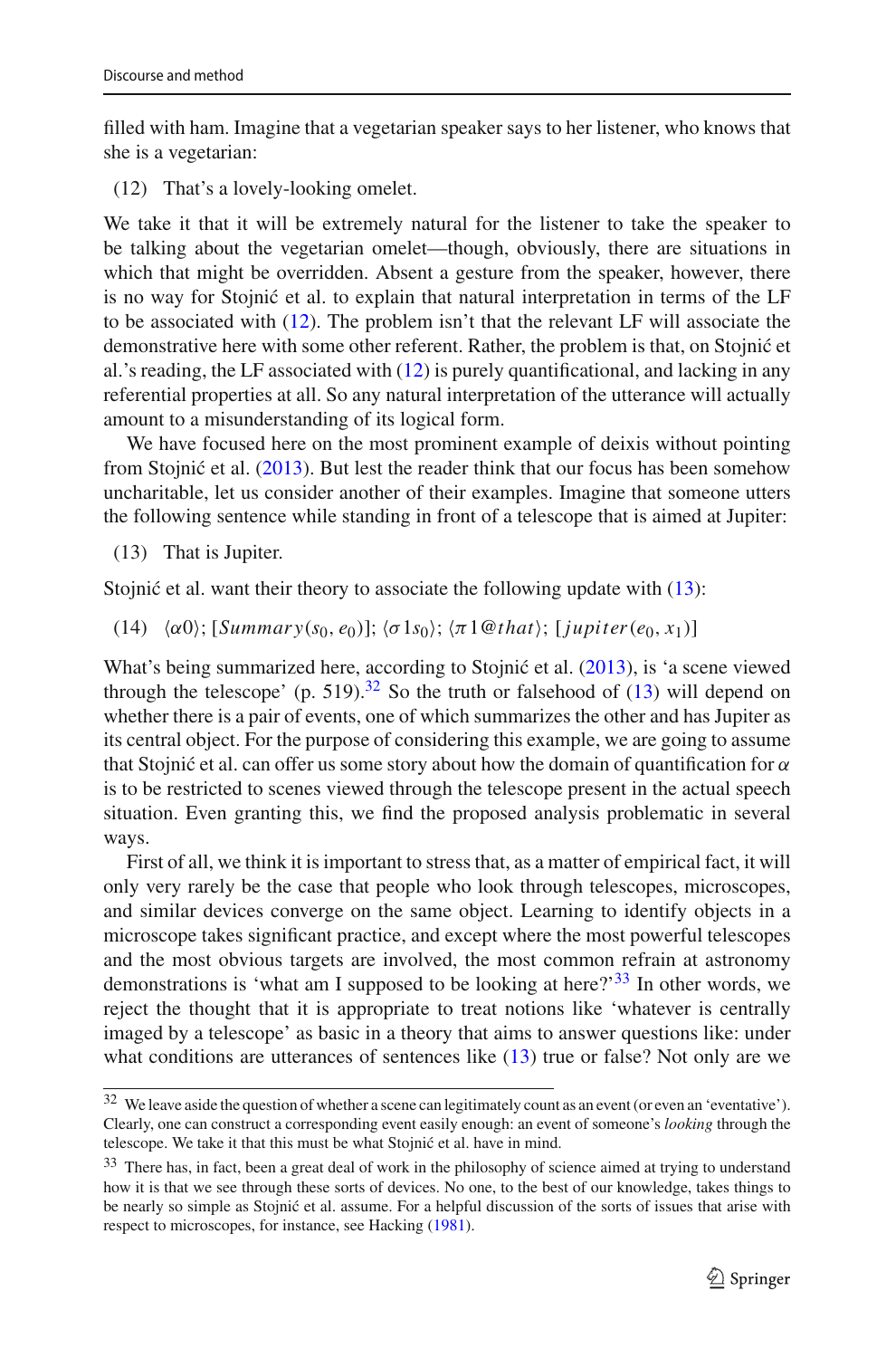filled with ham. Imagine that a vegetarian speaker says to her listener, who knows that she is a vegetarian:

(12) That's a lovely-looking omelet.

We take it that it will be extremely natural for the listener to take the speaker to be talking about the vegetarian omelet—though, obviously, there are situations in which that might be overridden. Absent a gesture from the speaker, however, there is no way for Stojnić et al. to explain that natural interpretation in terms of the LF to be associated with (12). The problem isn't that the relevant LF will associate the demonstrative here with some other referent. Rather, the problem is that, on Stojnić et al.'s reading, the LF associated with (12) is purely quantificational, and lacking in any referential properties at all. So any natural interpretation of the utterance will actually amount to a misunderstanding of its logical form.

We have focused here on the most prominent example of deixis without pointing from Stojnić et al. (2013). But lest the reader think that our focus has been somehow uncharitable, let us consider another of their examples. Imagine that someone utters the following sentence while standing in front of a telescope that is aimed at Jupiter:

(13) That is Jupiter.

Stojnić et al. want their theory to associate the following update with (13):

(14) $\langle \alpha 0 \rangle$; $[Summary(s_0, e_0)]$; $\langle \sigma 1 s_0 \rangle$; $\langle \pi 1 @ that \rangle$; $[jupiter(e_0, x_1)]$

What's being summarized here, according to Stojnić et al. (2013), is 'a scene viewed through the telescope' (p. 519).[32] So the truth or falsehood of (13) will depend on whether there is a pair of events, one of which summarizes the other and has Jupiter as its central object. For the purpose of considering this example, we are going to assume that Stojnić et al. can offer us some story about how the domain of quantification for $\alpha$ is to be restricted to scenes viewed through the telescope present in the actual speech situation. Even granting this, we find the proposed analysis problematic in several ways.

First of all, we think it is important to stress that, as a matter of empirical fact, it will only very rarely be the case that people who look through telescopes, microscopes, and similar devices converge on the same object. Learning to identify objects in a microscope takes significant practice, and except where the most powerful telescopes and the most obvious targets are involved, the most common refrain at astronomy demonstrations is 'what am I supposed to be looking at here?'[33] In other words, we reject the thought that it is appropriate to treat notions like 'whatever is centrally imaged by a telescope' as basic in a theory that aims to answer questions like: under what conditions are utterances of sentences like (13) true or false? Not only are we

---

[32] We leave aside the question of whether a scene can legitimately count as an event (or even an 'eventative'). Clearly, one can construct a corresponding event easily enough: an event of someone's *looking* through the telescope. We take it that this must be what Stojnić et al. have in mind.

[33] There has, in fact, been a great deal of work in the philosophy of science aimed at trying to understand how it is that we see through these sorts of devices. No one, to the best of our knowledge, takes things to be nearly so simple as Stojnić et al. assume. For a helpful discussion of the sorts of issues that arise with respect to microscopes, for instance, see Hacking (1981).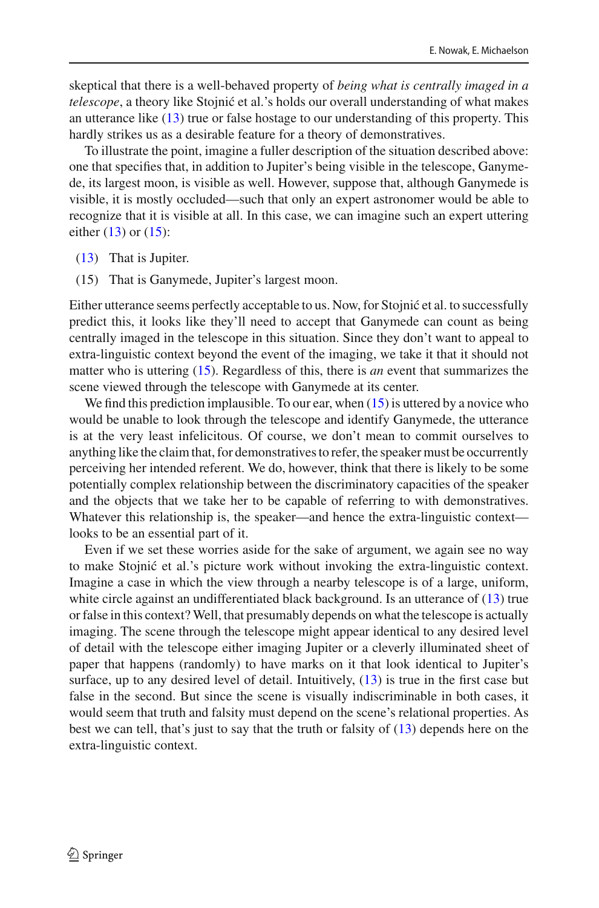skeptical that there is a well-behaved property of *being what is centrally imaged in a telescope*, a theory like Stojnić et al.'s holds our overall understanding of what makes an utterance like (13) true or false hostage to our understanding of this property. This hardly strikes us as a desirable feature for a theory of demonstratives.

To illustrate the point, imagine a fuller description of the situation described above: one that specifies that, in addition to Jupiter's being visible in the telescope, Ganymede, its largest moon, is visible as well. However, suppose that, although Ganymede is visible, it is mostly occluded—such that only an expert astronomer would be able to recognize that it is visible at all. In this case, we can imagine such an expert uttering either (13) or (15):

(13) That is Jupiter.

(15) That is Ganymede, Jupiter's largest moon.

Either utterance seems perfectly acceptable to us. Now, for Stojnić et al. to successfully predict this, it looks like they'll need to accept that Ganymede can count as being centrally imaged in the telescope in this situation. Since they don't want to appeal to extra-linguistic context beyond the event of the imaging, we take it that it should not matter who is uttering (15). Regardless of this, there is *an* event that summarizes the scene viewed through the telescope with Ganymede at its center.

We find this prediction implausible. To our ear, when (15) is uttered by a novice who would be unable to look through the telescope and identify Ganymede, the utterance is at the very least infelicitous. Of course, we don't mean to commit ourselves to anything like the claim that, for demonstratives to refer, the speaker must be occurrently perceiving her intended referent. We do, however, think that there is likely to be some potentially complex relationship between the discriminatory capacities of the speaker and the objects that we take her to be capable of referring to with demonstratives. Whatever this relationship is, the speaker—and hence the extra-linguistic context—looks to be an essential part of it.

Even if we set these worries aside for the sake of argument, we again see no way to make Stojnić et al.'s picture work without invoking the extra-linguistic context. Imagine a case in which the view through a nearby telescope is of a large, uniform, white circle against an undifferentiated black background. Is an utterance of (13) true or false in this context? Well, that presumably depends on what the telescope is actually imaging. The scene through the telescope might appear identical to any desired level of detail with the telescope either imaging Jupiter or a cleverly illuminated sheet of paper that happens (randomly) to have marks on it that look identical to Jupiter's surface, up to any desired level of detail. Intuitively, (13) is true in the first case but false in the second. But since the scene is visually indiscriminable in both cases, it would seem that truth and falsity must depend on the scene's relational properties. As best we can tell, that's just to say that the truth or falsity of (13) depends here on the extra-linguistic context.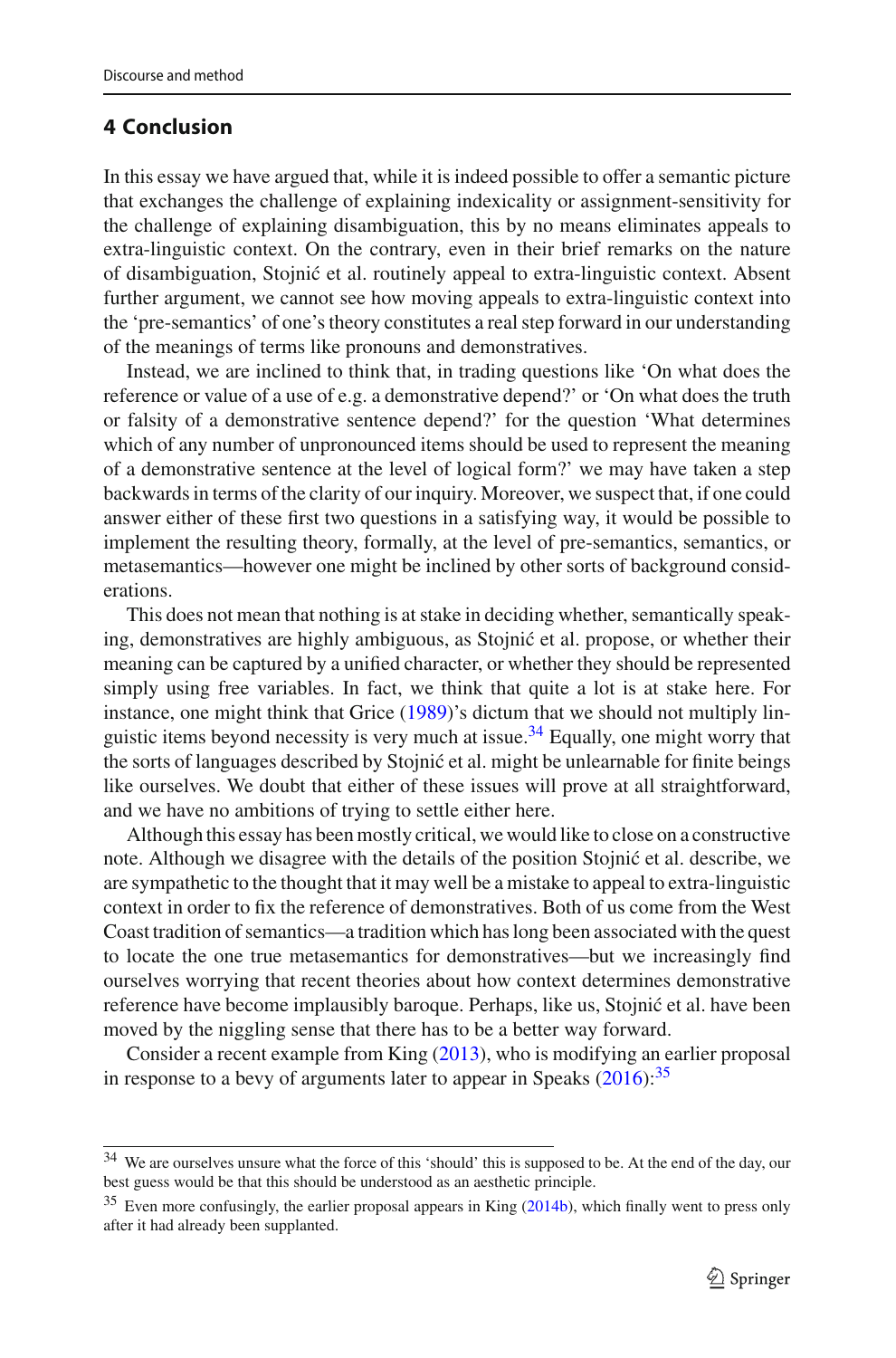## 4 Conclusion

In this essay we have argued that, while it is indeed possible to offer a semantic picture that exchanges the challenge of explaining indexicality or assignment-sensitivity for the challenge of explaining disambiguation, this by no means eliminates appeals to extra-linguistic context. On the contrary, even in their brief remarks on the nature of disambiguation, Stojnić et al. routinely appeal to extra-linguistic context. Absent further argument, we cannot see how moving appeals to extra-linguistic context into the 'pre-semantics' of one's theory constitutes a real step forward in our understanding of the meanings of terms like pronouns and demonstratives.

Instead, we are inclined to think that, in trading questions like 'On what does the reference or value of a use of e.g. a demonstrative depend?' or 'On what does the truth or falsity of a demonstrative sentence depend?' for the question 'What determines which of any number of unpronounced items should be used to represent the meaning of a demonstrative sentence at the level of logical form?' we may have taken a step backwards in terms of the clarity of our inquiry. Moreover, we suspect that, if one could answer either of these first two questions in a satisfying way, it would be possible to implement the resulting theory, formally, at the level of pre-semantics, semantics, or metasemantics—however one might be inclined by other sorts of background considerations.

This does not mean that nothing is at stake in deciding whether, semantically speaking, demonstratives are highly ambiguous, as Stojnić et al. propose, or whether their meaning can be captured by a unified character, or whether they should be represented simply using free variables. In fact, we think that quite a lot is at stake here. For instance, one might think that Grice (1989)'s dictum that we should not multiply linguistic items beyond necessity is very much at issue.[34] Equally, one might worry that the sorts of languages described by Stojnić et al. might be unlearnable for finite beings like ourselves. We doubt that either of these issues will prove at all straightforward, and we have no ambitions of trying to settle either here.

Although this essay has been mostly critical, we would like to close on a constructive note. Although we disagree with the details of the position Stojnić et al. describe, we are sympathetic to the thought that it may well be a mistake to appeal to extra-linguistic context in order to fix the reference of demonstratives. Both of us come from the West Coast tradition of semantics—a tradition which has long been associated with the quest to locate the one true metasemantics for demonstratives—but we increasingly find ourselves worrying that recent theories about how context determines demonstrative reference have become implausibly baroque. Perhaps, like us, Stojnić et al. have been moved by the niggling sense that there has to be a better way forward.

Consider a recent example from King (2013), who is modifying an earlier proposal in response to a bevy of arguments later to appear in Speaks (2016):[35]

---

[34] We are ourselves unsure what the force of this 'should' this is supposed to be. At the end of the day, our best guess would be that this should be understood as an aesthetic principle.

[35] Even more confusingly, the earlier proposal appears in King (2014b), which finally went to press only after it had already been supplanted.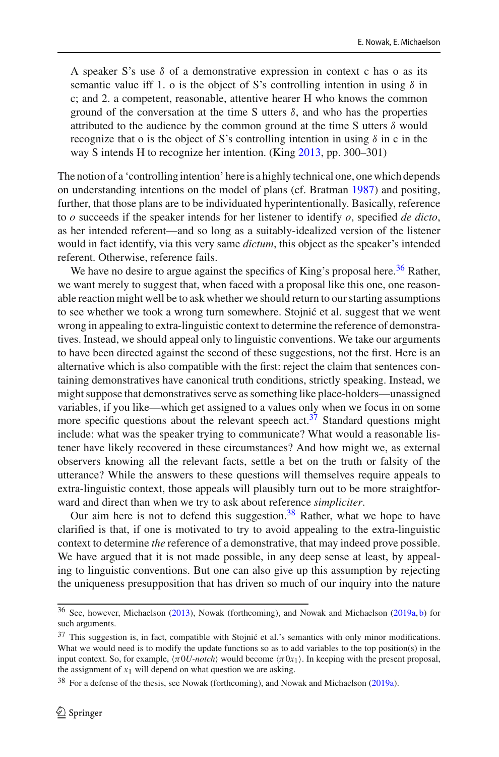> A speaker S's use $\delta$ of a demonstrative expression in context c has o as its semantic value iff 1. o is the object of S's controlling intention in using $\delta$ in c; and 2. a competent, reasonable, attentive hearer H who knows the common ground of the conversation at the time S utters $\delta$, and who has the properties attributed to the audience by the common ground at the time S utters $\delta$ would recognize that o is the object of S's controlling intention in using $\delta$ in c in the way S intends H to recognize her intention. (King 2013, pp. 300–301)

The notion of a 'controlling intention' here is a highly technical one, one which depends on understanding intentions on the model of plans (cf. Bratman 1987) and positing, further, that those plans are to be individuated hyperintentionally. Basically, reference to *o* succeeds if the speaker intends for her listener to identify *o*, specified *de dicto*, as her intended referent—and so long as a suitably-idealized version of the listener would in fact identify, via this very same *dictum*, this object as the speaker's intended referent. Otherwise, reference fails.

We have no desire to argue against the specifics of King's proposal here.[36] Rather, we want merely to suggest that, when faced with a proposal like this one, one reasonable reaction might well be to ask whether we should return to our starting assumptions to see whether we took a wrong turn somewhere. Stojnić et al. suggest that we went wrong in appealing to extra-linguistic context to determine the reference of demonstratives. Instead, we should appeal only to linguistic conventions. We take our arguments to have been directed against the second of these suggestions, not the first. Here is an alternative which is also compatible with the first: reject the claim that sentences containing demonstratives have canonical truth conditions, strictly speaking. Instead, we might suppose that demonstratives serve as something like place-holders—unassigned variables, if you like—which get assigned to a values only when we focus in on some more specific questions about the relevant speech act.[37] Standard questions might include: what was the speaker trying to communicate? What would a reasonable listener have likely recovered in these circumstances? And how might we, as external observers knowing all the relevant facts, settle a bet on the truth or falsity of the utterance? While the answers to these questions will themselves require appeals to extra-linguistic context, those appeals will plausibly turn out to be more straightforward and direct than when we try to ask about reference *simpliciter*.

Our aim here is not to defend this suggestion.[38] Rather, what we hope to have clarified is that, if one is motivated to try to avoid appealing to the extra-linguistic context to determine *the* reference of a demonstrative, that may indeed prove possible. We have argued that it is not made possible, in any deep sense at least, by appealing to linguistic conventions. But one can also give up this assumption by rejecting the uniqueness presupposition that has driven so much of our inquiry into the nature

---

36 See, however, Michaelson (2013), Nowak (forthcoming), and Nowak and Michaelson (2019a, b) for such arguments.

37 This suggestion is, in fact, compatible with Stojnić et al.'s semantics with only minor modifications. What we would need is to modify the update functions so as to add variables to the top position(s) in the input context. So, for example, $\langle \pi 0 U\text{-}notch \rangle$ would become $\langle \pi 0 x_1 \rangle$. In keeping with the present proposal, the assignment of $x_1$ will depend on what question we are asking.

38 For a defense of the thesis, see Nowak (forthcoming), and Nowak and Michaelson (2019a).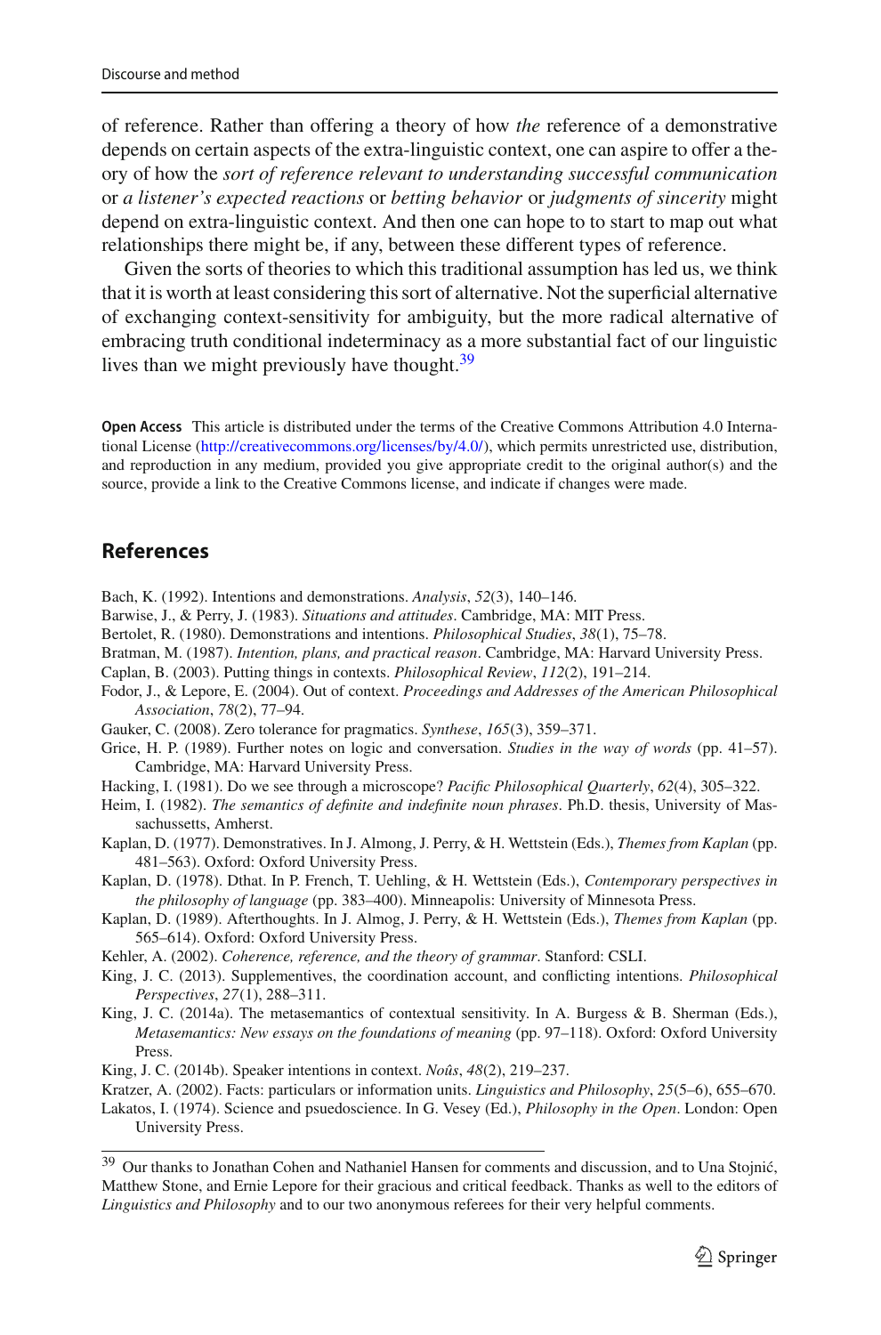of reference. Rather than offering a theory of how *the* reference of a demonstrative depends on certain aspects of the extra-linguistic context, one can aspire to offer a theory of how the *sort of reference relevant to understanding successful communication* or *a listener's expected reactions* or *betting behavior* or *judgments of sincerity* might depend on extra-linguistic context. And then one can hope to to start to map out what relationships there might be, if any, between these different types of reference.

Given the sorts of theories to which this traditional assumption has led us, we think that it is worth at least considering this sort of alternative. Not the superficial alternative of exchanging context-sensitivity for ambiguity, but the more radical alternative of embracing truth conditional indeterminacy as a more substantial fact of our linguistic lives than we might previously have thought.[39]

**Open Access** This article is distributed under the terms of the Creative Commons Attribution 4.0 International License (http://creativecommons.org/licenses/by/4.0/), which permits unrestricted use, distribution, and reproduction in any medium, provided you give appropriate credit to the original author(s) and the source, provide a link to the Creative Commons license, and indicate if changes were made.

## References

Bach, K. (1992). Intentions and demonstrations. *Analysis*, *52*(3), 140–146.

Barwise, J., & Perry, J. (1983). *Situations and attitudes*. Cambridge, MA: MIT Press.

Bertolet, R. (1980). Demonstrations and intentions. *Philosophical Studies*, *38*(1), 75–78.

Bratman, M. (1987). *Intention, plans, and practical reason*. Cambridge, MA: Harvard University Press.

Caplan, B. (2003). Putting things in contexts. *Philosophical Review*, *112*(2), 191–214.

Fodor, J., & Lepore, E. (2004). Out of context. *Proceedings and Addresses of the American Philosophical Association*, *78*(2), 77–94.

Gauker, C. (2008). Zero tolerance for pragmatics. *Synthese*, *165*(3), 359–371.

Grice, H. P. (1989). Further notes on logic and conversation. *Studies in the way of words* (pp. 41–57). Cambridge, MA: Harvard University Press.

Hacking, I. (1981). Do we see through a microscope? *Pacific Philosophical Quarterly*, *62*(4), 305–322.

Heim, I. (1982). *The semantics of definite and indefinite noun phrases*. Ph.D. thesis, University of Massachussetts, Amherst.

Kaplan, D. (1977). Demonstratives. In J. Almong, J. Perry, & H. Wettstein (Eds.), *Themes from Kaplan* (pp. 481–563). Oxford: Oxford University Press.

Kaplan, D. (1978). Dthat. In P. French, T. Uehling, & H. Wettstein (Eds.), *Contemporary perspectives in the philosophy of language* (pp. 383–400). Minneapolis: University of Minnesota Press.

Kaplan, D. (1989). Afterthoughts. In J. Almog, J. Perry, & H. Wettstein (Eds.), *Themes from Kaplan* (pp. 565–614). Oxford: Oxford University Press.

Kehler, A. (2002). *Coherence, reference, and the theory of grammar*. Stanford: CSLI.

King, J. C. (2013). Supplementives, the coordination account, and conflicting intentions. *Philosophical Perspectives*, *27*(1), 288–311.

King, J. C. (2014a). The metasemantics of contextual sensitivity. In A. Burgess & B. Sherman (Eds.), *Metasemantics: New essays on the foundations of meaning* (pp. 97–118). Oxford: Oxford University Press.

King, J. C. (2014b). Speaker intentions in context. *Noûs*, *48*(2), 219–237.

Kratzer, A. (2002). Facts: particulars or information units. *Linguistics and Philosophy*, *25*(5–6), 655–670.

Lakatos, I. (1974). Science and psuedoscience. In G. Vesey (Ed.), *Philosophy in the Open*. London: Open University Press.

[39] Our thanks to Jonathan Cohen and Nathaniel Hansen for comments and discussion, and to Una Stojnić, Matthew Stone, and Ernie Lepore for their gracious and critical feedback. Thanks as well to the editors of *Linguistics and Philosophy* and to our two anonymous referees for their very helpful comments.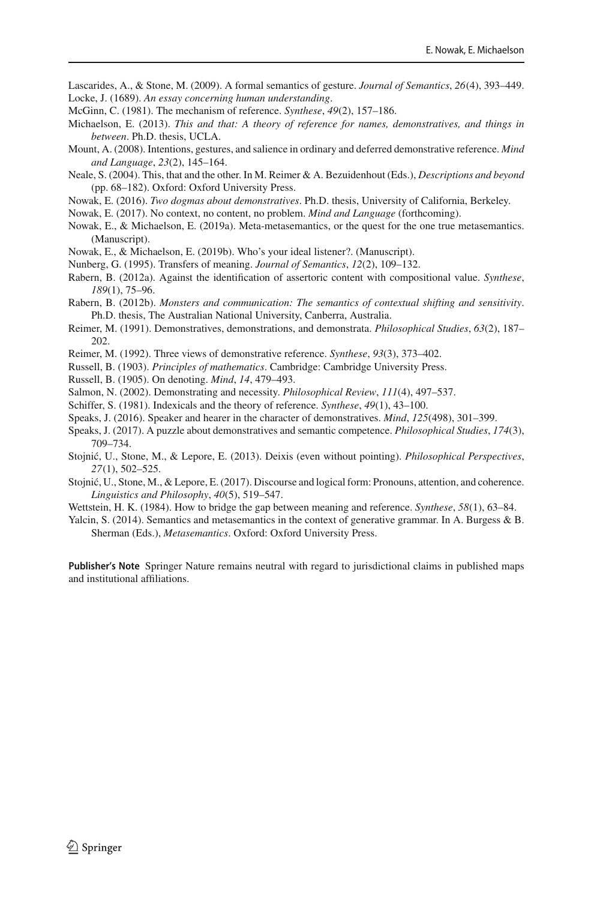Lascarides, A., & Stone, M. (2009). A formal semantics of gesture. *Journal of Semantics*, *26*(4), 393–449.

Locke, J. (1689). *An essay concerning human understanding*.

McGinn, C. (1981). The mechanism of reference. *Synthese*, *49*(2), 157–186.

Michaelson, E. (2013). *This and that: A theory of reference for names, demonstratives, and things in between*. Ph.D. thesis, UCLA.

Mount, A. (2008). Intentions, gestures, and salience in ordinary and deferred demonstrative reference. *Mind and Language*, *23*(2), 145–164.

Neale, S. (2004). This, that and the other. In M. Reimer & A. Bezuidenhout (Eds.), *Descriptions and beyond* (pp. 68–182). Oxford: Oxford University Press.

Nowak, E. (2016). *Two dogmas about demonstratives*. Ph.D. thesis, University of California, Berkeley.

Nowak, E. (2017). No context, no content, no problem. *Mind and Language* (forthcoming).

Nowak, E., & Michaelson, E. (2019a). Meta-metasemantics, or the quest for the one true metasemantics. (Manuscript).

Nowak, E., & Michaelson, E. (2019b). Who's your ideal listener?. (Manuscript).

Nunberg, G. (1995). Transfers of meaning. *Journal of Semantics*, *12*(2), 109–132.

Rabern, B. (2012a). Against the identification of assertoric content with compositional value. *Synthese*, *189*(1), 75–96.

Rabern, B. (2012b). *Monsters and communication: The semantics of contextual shifting and sensitivity*. Ph.D. thesis, The Australian National University, Canberra, Australia.

Reimer, M. (1991). Demonstratives, demonstrations, and demonstrata. *Philosophical Studies*, *63*(2), 187–202.

Reimer, M. (1992). Three views of demonstrative reference. *Synthese*, *93*(3), 373–402.

Russell, B. (1903). *Principles of mathematics*. Cambridge: Cambridge University Press.

Russell, B. (1905). On denoting. *Mind*, *14*, 479–493.

Salmon, N. (2002). Demonstrating and necessity. *Philosophical Review*, *111*(4), 497–537.

Schiffer, S. (1981). Indexicals and the theory of reference. *Synthese*, *49*(1), 43–100.

Speaks, J. (2016). Speaker and hearer in the character of demonstratives. *Mind*, *125*(498), 301–399.

Speaks, J. (2017). A puzzle about demonstratives and semantic competence. *Philosophical Studies*, *174*(3), 709–734.

Stojnić, U., Stone, M., & Lepore, E. (2013). Deixis (even without pointing). *Philosophical Perspectives*, *27*(1), 502–525.

Stojnić, U., Stone, M., & Lepore, E. (2017). Discourse and logical form: Pronouns, attention, and coherence. *Linguistics and Philosophy*, *40*(5), 519–547.

Wettstein, H. K. (1984). How to bridge the gap between meaning and reference. *Synthese*, *58*(1), 63–84.

Yalcin, S. (2014). Semantics and metasemantics in the context of generative grammar. In A. Burgess & B. Sherman (Eds.), *Metasemantics*. Oxford: Oxford University Press.

**Publisher's Note** Springer Nature remains neutral with regard to jurisdictional claims in published maps and institutional affiliations.